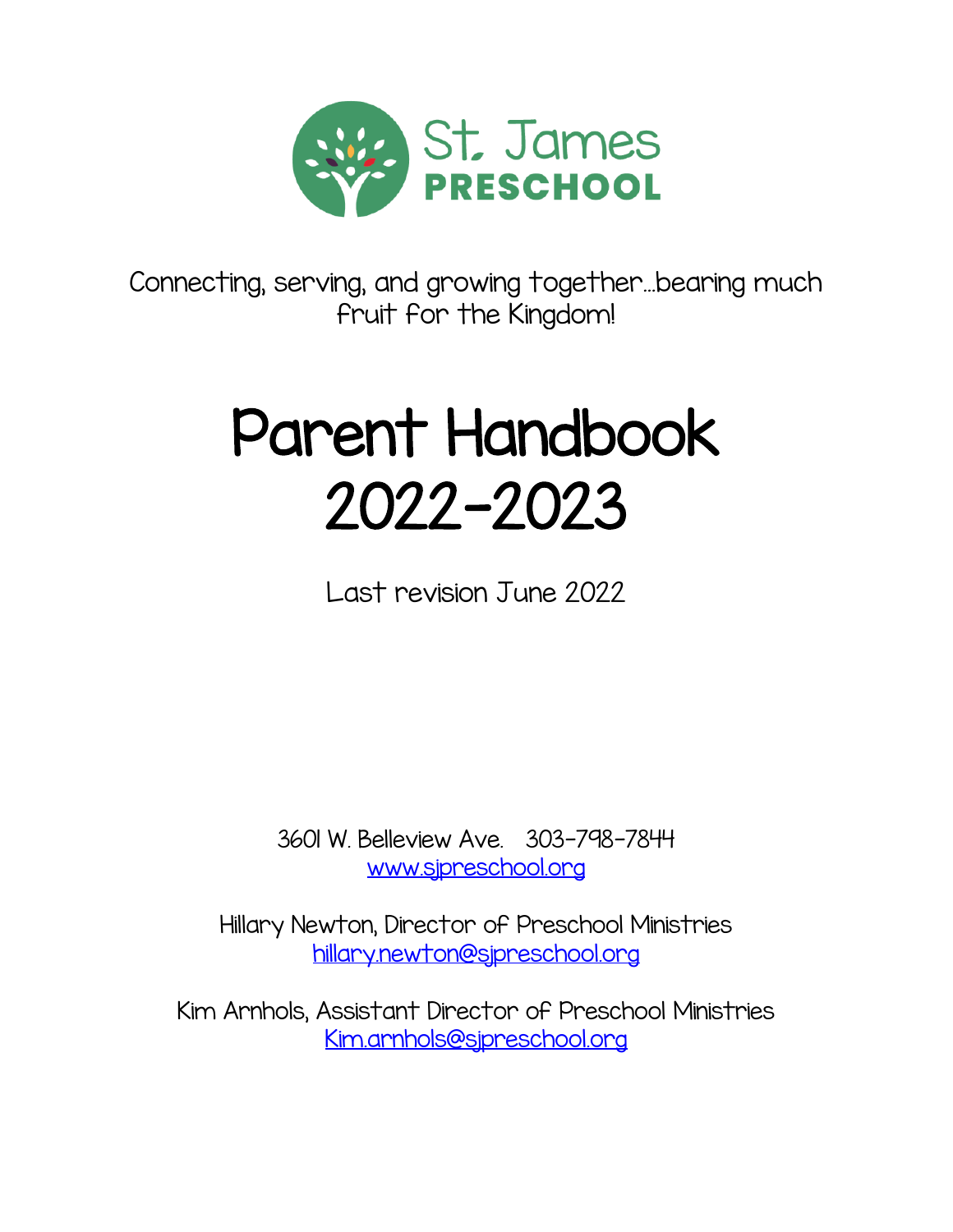St. James

PRESCHOOL

Connecting, serving, and growing together…bearing much fruit for the Kingdom!

# Parent Handbook 2022-2023

Last revision June 2022

3601 W. Belleview Ave. 303-798-7844
www.sjpreschool.org

Hillary Newton, Director of Preschool Ministries
hillary.newton@sjpreschool.org

Kim Arnhols, Assistant Director of Preschool Ministries
Kim.arnhols@sjpreschool.org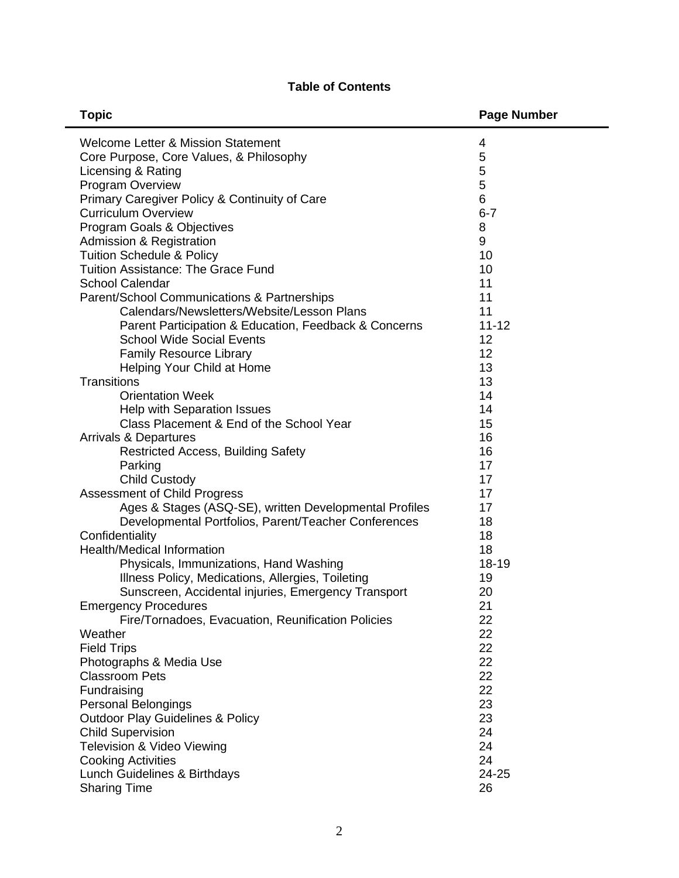# Table of Contents

| Topic | Page Number |
|---|---|
| Welcome Letter & Mission Statement | 4 |
| Core Purpose, Core Values, & Philosophy | 5 |
| Licensing & Rating | 5 |
| Program Overview | 5 |
| Primary Caregiver Policy & Continuity of Care | 6 |
| Curriculum Overview | 6-7 |
| Program Goals & Objectives | 8 |
| Admission & Registration | 9 |
| Tuition Schedule & Policy | 10 |
| Tuition Assistance: The Grace Fund | 10 |
| School Calendar | 11 |
| Parent/School Communications & Partnerships | 11 |
| &nbsp;&nbsp;&nbsp;&nbsp;Calendars/Newsletters/Website/Lesson Plans | 11 |
| &nbsp;&nbsp;&nbsp;&nbsp;Parent Participation & Education, Feedback & Concerns | 11-12 |
| &nbsp;&nbsp;&nbsp;&nbsp;School Wide Social Events | 12 |
| &nbsp;&nbsp;&nbsp;&nbsp;Family Resource Library | 12 |
| &nbsp;&nbsp;&nbsp;&nbsp;Helping Your Child at Home | 13 |
| Transitions | 13 |
| &nbsp;&nbsp;&nbsp;&nbsp;Orientation Week | 14 |
| &nbsp;&nbsp;&nbsp;&nbsp;Help with Separation Issues | 14 |
| &nbsp;&nbsp;&nbsp;&nbsp;Class Placement & End of the School Year | 15 |
| Arrivals & Departures | 16 |
| &nbsp;&nbsp;&nbsp;&nbsp;Restricted Access, Building Safety | 16 |
| &nbsp;&nbsp;&nbsp;&nbsp;Parking | 17 |
| &nbsp;&nbsp;&nbsp;&nbsp;Child Custody | 17 |
| Assessment of Child Progress | 17 |
| &nbsp;&nbsp;&nbsp;&nbsp;Ages & Stages (ASQ-SE), written Developmental Profiles | 17 |
| &nbsp;&nbsp;&nbsp;&nbsp;Developmental Portfolios, Parent/Teacher Conferences | 18 |
| Confidentiality | 18 |
| Health/Medical Information | 18 |
| &nbsp;&nbsp;&nbsp;&nbsp;Physicals, Immunizations, Hand Washing | 18-19 |
| &nbsp;&nbsp;&nbsp;&nbsp;Illness Policy, Medications, Allergies, Toileting | 19 |
| &nbsp;&nbsp;&nbsp;&nbsp;Sunscreen, Accidental injuries, Emergency Transport | 20 |
| Emergency Procedures | 21 |
| &nbsp;&nbsp;&nbsp;&nbsp;Fire/Tornadoes, Evacuation, Reunification Policies | 22 |
| Weather | 22 |
| Field Trips | 22 |
| Photographs & Media Use | 22 |
| Classroom Pets | 22 |
| Fundraising | 22 |
| Personal Belongings | 23 |
| Outdoor Play Guidelines & Policy | 23 |
| Child Supervision | 24 |
| Television & Video Viewing | 24 |
| Cooking Activities | 24 |
| Lunch Guidelines & Birthdays | 24-25 |
| Sharing Time | 26 |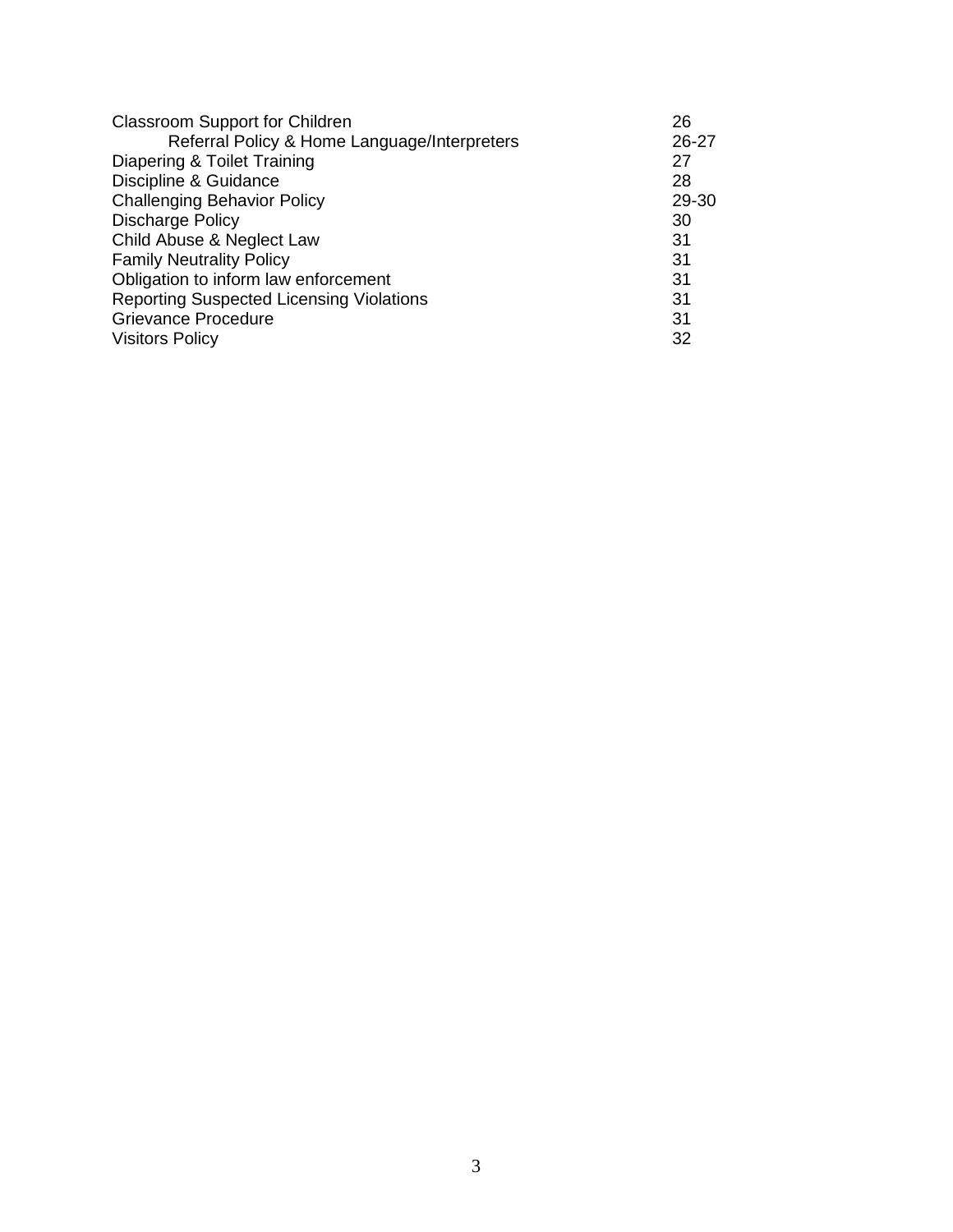| | |
|---|---|
| Classroom Support for Children | 26 |
| &nbsp;&nbsp;&nbsp;&nbsp;Referral Policy & Home Language/Interpreters | 26-27 |
| Diapering & Toilet Training | 27 |
| Discipline & Guidance | 28 |
| Challenging Behavior Policy | 29-30 |
| Discharge Policy | 30 |
| Child Abuse & Neglect Law | 31 |
| Family Neutrality Policy | 31 |
| Obligation to inform law enforcement | 31 |
| Reporting Suspected Licensing Violations | 31 |
| Grievance Procedure | 31 |
| Visitors Policy | 32 |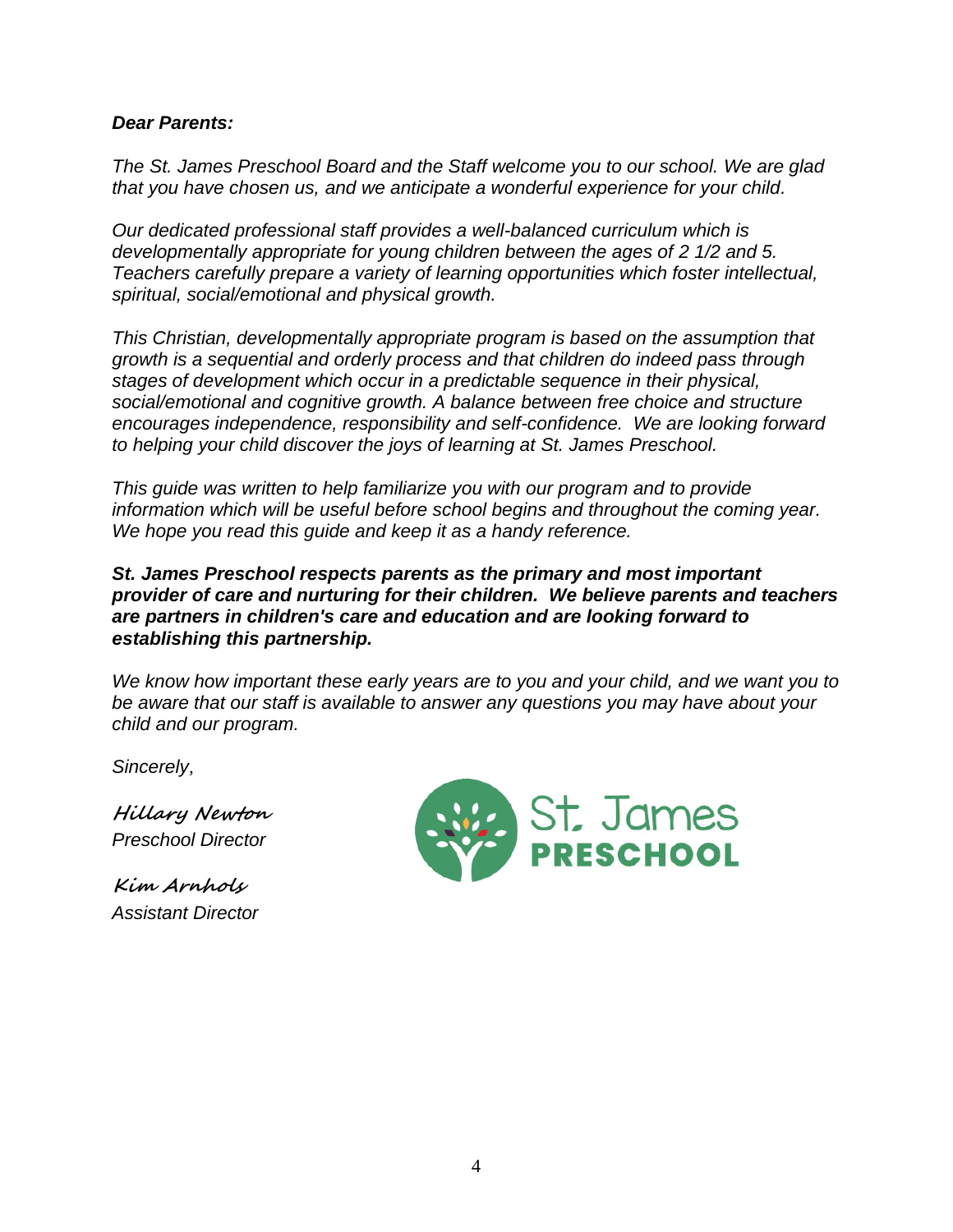***Dear Parents:***

*The St. James Preschool Board and the Staff welcome you to our school. We are glad that you have chosen us, and we anticipate a wonderful experience for your child.*

*Our dedicated professional staff provides a well-balanced curriculum which is developmentally appropriate for young children between the ages of 2 1/2 and 5. Teachers carefully prepare a variety of learning opportunities which foster intellectual, spiritual, social/emotional and physical growth.*

*This Christian, developmentally appropriate program is based on the assumption that growth is a sequential and orderly process and that children do indeed pass through stages of development which occur in a predictable sequence in their physical, social/emotional and cognitive growth. A balance between free choice and structure encourages independence, responsibility and self-confidence. We are looking forward to helping your child discover the joys of learning at St. James Preschool.*

*This guide was written to help familiarize you with our program and to provide information which will be useful before school begins and throughout the coming year. We hope you read this guide and keep it as a handy reference.*

***St. James Preschool respects parents as the primary and most important provider of care and nurturing for their children. We believe parents and teachers are partners in children's care and education and are looking forward to establishing this partnership.***

*We know how important these early years are to you and your child, and we want you to be aware that our staff is available to answer any questions you may have about your child and our program.*

*Sincerely,*

**Hillary Newton**
*Preschool Director*

**Kim Arnholz**
*Assistant Director*

St. James
**PRESCHOOL**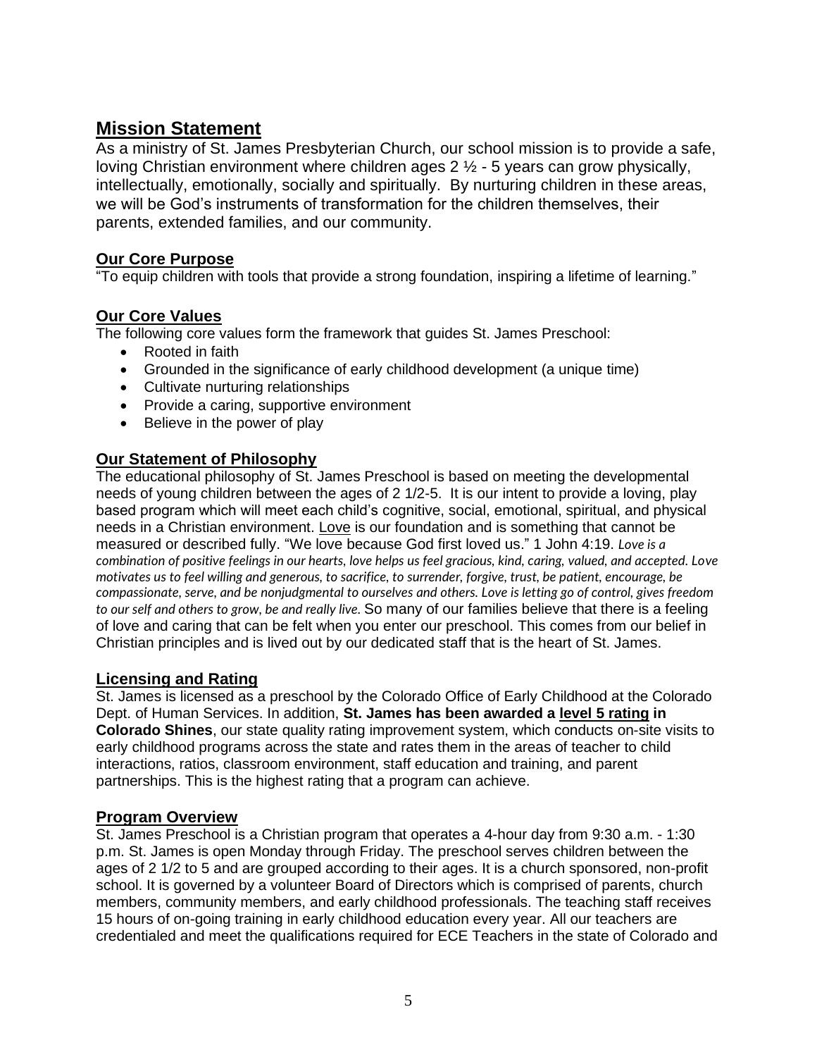## Mission Statement

As a ministry of St. James Presbyterian Church, our school mission is to provide a safe, loving Christian environment where children ages 2 ½ - 5 years can grow physically, intellectually, emotionally, socially and spiritually. By nurturing children in these areas, we will be God's instruments of transformation for the children themselves, their parents, extended families, and our community.

### Our Core Purpose

"To equip children with tools that provide a strong foundation, inspiring a lifetime of learning."

### Our Core Values

The following core values form the framework that guides St. James Preschool:

- Rooted in faith
- Grounded in the significance of early childhood development (a unique time)
- Cultivate nurturing relationships
- Provide a caring, supportive environment
- Believe in the power of play

### Our Statement of Philosophy

The educational philosophy of St. James Preschool is based on meeting the developmental needs of young children between the ages of 2 1/2-5. It is our intent to provide a loving, play based program which will meet each child's cognitive, social, emotional, spiritual, and physical needs in a Christian environment. Love is our foundation and is something that cannot be measured or described fully. "We love because God first loved us." 1 John 4:19. *Love is a combination of positive feelings in our hearts, love helps us feel gracious, kind, caring, valued, and accepted. Love motivates us to feel willing and generous, to sacrifice, to surrender, forgive, trust, be patient, encourage, be compassionate, serve, and be nonjudgmental to ourselves and others. Love is letting go of control, gives freedom to our self and others to grow, be and really live.* So many of our families believe that there is a feeling of love and caring that can be felt when you enter our preschool. This comes from our belief in Christian principles and is lived out by our dedicated staff that is the heart of St. James.

### Licensing and Rating

St. James is licensed as a preschool by the Colorado Office of Early Childhood at the Colorado Dept. of Human Services. In addition, **St. James has been awarded a level 5 rating in Colorado Shines**, our state quality rating improvement system, which conducts on-site visits to early childhood programs across the state and rates them in the areas of teacher to child interactions, ratios, classroom environment, staff education and training, and parent partnerships. This is the highest rating that a program can achieve.

### Program Overview

St. James Preschool is a Christian program that operates a 4-hour day from 9:30 a.m. - 1:30 p.m. St. James is open Monday through Friday. The preschool serves children between the ages of 2 1/2 to 5 and are grouped according to their ages. It is a church sponsored, non-profit school. It is governed by a volunteer Board of Directors which is comprised of parents, church members, community members, and early childhood professionals. The teaching staff receives 15 hours of on-going training in early childhood education every year. All our teachers are credentialed and meet the qualifications required for ECE Teachers in the state of Colorado and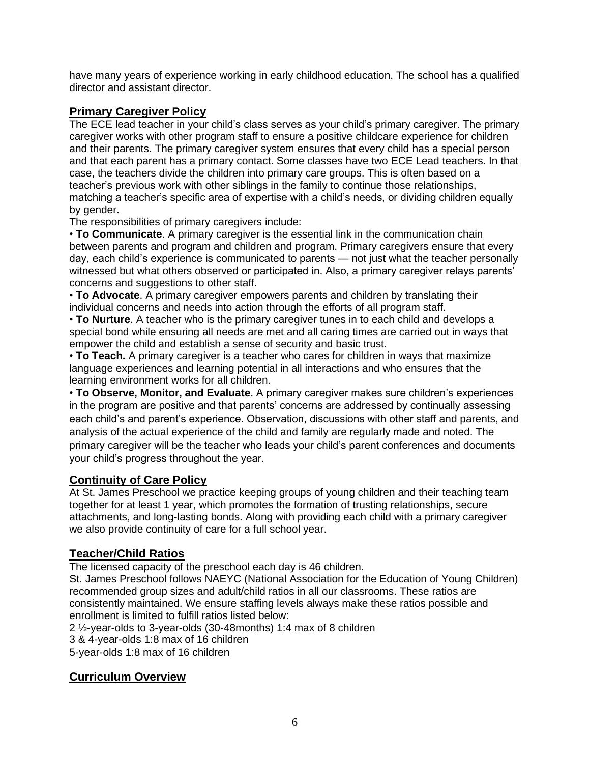have many years of experience working in early childhood education. The school has a qualified director and assistant director.

## Primary Caregiver Policy

The ECE lead teacher in your child's class serves as your child's primary caregiver. The primary caregiver works with other program staff to ensure a positive childcare experience for children and their parents. The primary caregiver system ensures that every child has a special person and that each parent has a primary contact. Some classes have two ECE Lead teachers. In that case, the teachers divide the children into primary care groups. This is often based on a teacher's previous work with other siblings in the family to continue those relationships, matching a teacher's specific area of expertise with a child's needs, or dividing children equally by gender.

The responsibilities of primary caregivers include:

- **To Communicate**. A primary caregiver is the essential link in the communication chain between parents and program and children and program. Primary caregivers ensure that every day, each child's experience is communicated to parents — not just what the teacher personally witnessed but what others observed or participated in. Also, a primary caregiver relays parents' concerns and suggestions to other staff.
- **To Advocate**. A primary caregiver empowers parents and children by translating their individual concerns and needs into action through the efforts of all program staff.
- **To Nurture**. A teacher who is the primary caregiver tunes in to each child and develops a special bond while ensuring all needs are met and all caring times are carried out in ways that empower the child and establish a sense of security and basic trust.
- **To Teach.** A primary caregiver is a teacher who cares for children in ways that maximize language experiences and learning potential in all interactions and who ensures that the learning environment works for all children.
- **To Observe, Monitor, and Evaluate**. A primary caregiver makes sure children's experiences in the program are positive and that parents' concerns are addressed by continually assessing each child's and parent's experience. Observation, discussions with other staff and parents, and analysis of the actual experience of the child and family are regularly made and noted. The primary caregiver will be the teacher who leads your child's parent conferences and documents your child's progress throughout the year.

## Continuity of Care Policy

At St. James Preschool we practice keeping groups of young children and their teaching team together for at least 1 year, which promotes the formation of trusting relationships, secure attachments, and long-lasting bonds. Along with providing each child with a primary caregiver we also provide continuity of care for a full school year.

## Teacher/Child Ratios

The licensed capacity of the preschool each day is 46 children.

St. James Preschool follows NAEYC (National Association for the Education of Young Children) recommended group sizes and adult/child ratios in all our classrooms. These ratios are consistently maintained. We ensure staffing levels always make these ratios possible and enrollment is limited to fulfill ratios listed below:

2 ½-year-olds to 3-year-olds (30-48months) 1:4 max of 8 children
3 & 4-year-olds 1:8 max of 16 children
5-year-olds 1:8 max of 16 children

## Curriculum Overview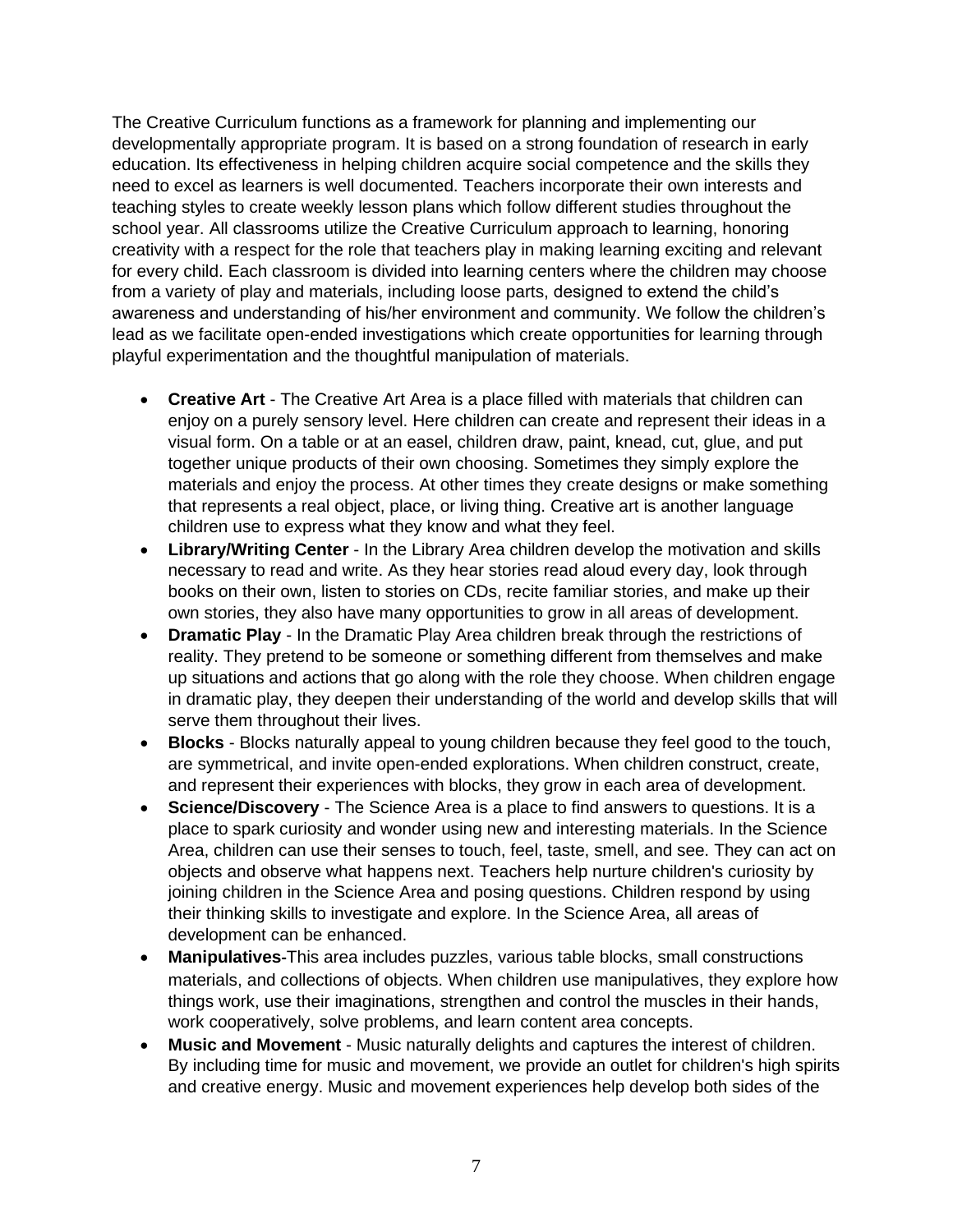The Creative Curriculum functions as a framework for planning and implementing our developmentally appropriate program. It is based on a strong foundation of research in early education. Its effectiveness in helping children acquire social competence and the skills they need to excel as learners is well documented. Teachers incorporate their own interests and teaching styles to create weekly lesson plans which follow different studies throughout the school year. All classrooms utilize the Creative Curriculum approach to learning, honoring creativity with a respect for the role that teachers play in making learning exciting and relevant for every child. Each classroom is divided into learning centers where the children may choose from a variety of play and materials, including loose parts, designed to extend the child's awareness and understanding of his/her environment and community. We follow the children's lead as we facilitate open-ended investigations which create opportunities for learning through playful experimentation and the thoughtful manipulation of materials.

- **Creative Art** - The Creative Art Area is a place filled with materials that children can enjoy on a purely sensory level. Here children can create and represent their ideas in a visual form. On a table or at an easel, children draw, paint, knead, cut, glue, and put together unique products of their own choosing. Sometimes they simply explore the materials and enjoy the process. At other times they create designs or make something that represents a real object, place, or living thing. Creative art is another language children use to express what they know and what they feel.
- **Library/Writing Center** - In the Library Area children develop the motivation and skills necessary to read and write. As they hear stories read aloud every day, look through books on their own, listen to stories on CDs, recite familiar stories, and make up their own stories, they also have many opportunities to grow in all areas of development.
- **Dramatic Play** - In the Dramatic Play Area children break through the restrictions of reality. They pretend to be someone or something different from themselves and make up situations and actions that go along with the role they choose. When children engage in dramatic play, they deepen their understanding of the world and develop skills that will serve them throughout their lives.
- **Blocks** - Blocks naturally appeal to young children because they feel good to the touch, are symmetrical, and invite open-ended explorations. When children construct, create, and represent their experiences with blocks, they grow in each area of development.
- **Science/Discovery** - The Science Area is a place to find answers to questions. It is a place to spark curiosity and wonder using new and interesting materials. In the Science Area, children can use their senses to touch, feel, taste, smell, and see. They can act on objects and observe what happens next. Teachers help nurture children's curiosity by joining children in the Science Area and posing questions. Children respond by using their thinking skills to investigate and explore. In the Science Area, all areas of development can be enhanced.
- **Manipulatives**-This area includes puzzles, various table blocks, small constructions materials, and collections of objects. When children use manipulatives, they explore how things work, use their imaginations, strengthen and control the muscles in their hands, work cooperatively, solve problems, and learn content area concepts.
- **Music and Movement** - Music naturally delights and captures the interest of children. By including time for music and movement, we provide an outlet for children's high spirits and creative energy. Music and movement experiences help develop both sides of the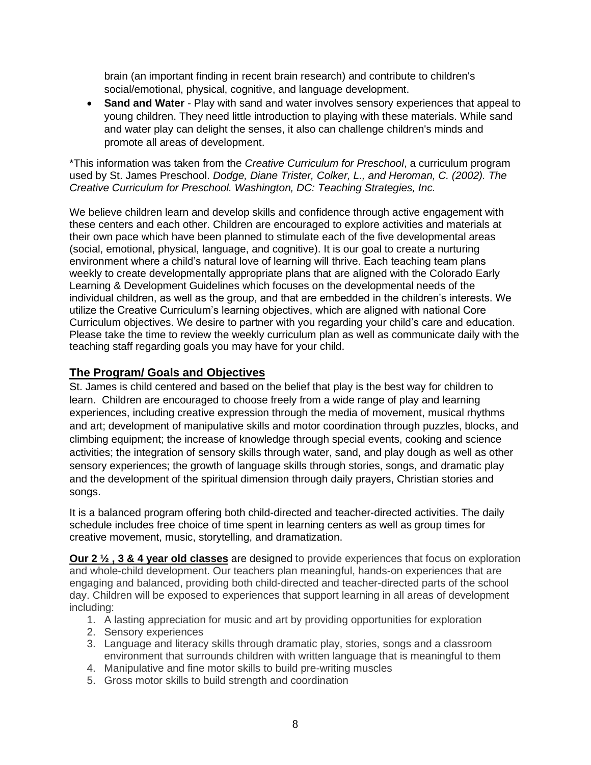brain (an important finding in recent brain research) and contribute to children's social/emotional, physical, cognitive, and language development.

- **Sand and Water** - Play with sand and water involves sensory experiences that appeal to young children. They need little introduction to playing with these materials. While sand and water play can delight the senses, it also can challenge children's minds and promote all areas of development.

*This information was taken from the *Creative Curriculum for Preschool*, a curriculum program used by St. James Preschool. *Dodge, Diane Trister, Colker, L., and Heroman, C. (2002). The Creative Curriculum for Preschool. Washington, DC: Teaching Strategies, Inc.*

We believe children learn and develop skills and confidence through active engagement with these centers and each other. Children are encouraged to explore activities and materials at their own pace which have been planned to stimulate each of the five developmental areas (social, emotional, physical, language, and cognitive). It is our goal to create a nurturing environment where a child's natural love of learning will thrive. Each teaching team plans weekly to create developmentally appropriate plans that are aligned with the Colorado Early Learning & Development Guidelines which focuses on the developmental needs of the individual children, as well as the group, and that are embedded in the children's interests. We utilize the Creative Curriculum's learning objectives, which are aligned with national Core Curriculum objectives. We desire to partner with you regarding your child's care and education. Please take the time to review the weekly curriculum plan as well as communicate daily with the teaching staff regarding goals you may have for your child.

## The Program/ Goals and Objectives

St. James is child centered and based on the belief that play is the best way for children to learn. Children are encouraged to choose freely from a wide range of play and learning experiences, including creative expression through the media of movement, musical rhythms and art; development of manipulative skills and motor coordination through puzzles, blocks, and climbing equipment; the increase of knowledge through special events, cooking and science activities; the integration of sensory skills through water, sand, and play dough as well as other sensory experiences; the growth of language skills through stories, songs, and dramatic play and the development of the spiritual dimension through daily prayers, Christian stories and songs.

It is a balanced program offering both child-directed and teacher-directed activities. The daily schedule includes free choice of time spent in learning centers as well as group times for creative movement, music, storytelling, and dramatization.

**Our 2 ½ , 3 & 4 year old classes** are designed to provide experiences that focus on exploration and whole-child development. Our teachers plan meaningful, hands-on experiences that are engaging and balanced, providing both child-directed and teacher-directed parts of the school day. Children will be exposed to experiences that support learning in all areas of development including:

1. A lasting appreciation for music and art by providing opportunities for exploration
2. Sensory experiences
3. Language and literacy skills through dramatic play, stories, songs and a classroom environment that surrounds children with written language that is meaningful to them
4. Manipulative and fine motor skills to build pre-writing muscles
5. Gross motor skills to build strength and coordination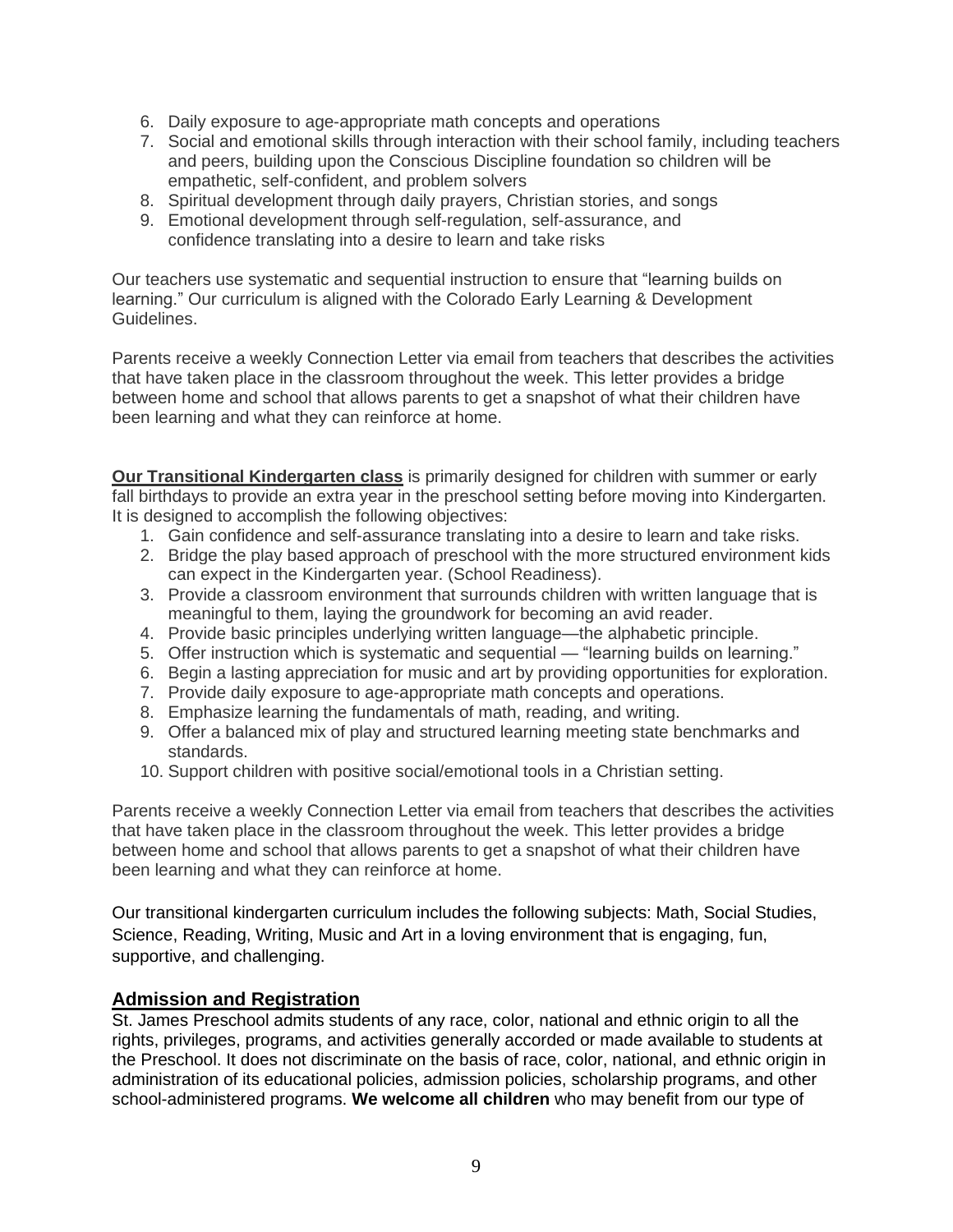6. Daily exposure to age-appropriate math concepts and operations
7. Social and emotional skills through interaction with their school family, including teachers and peers, building upon the Conscious Discipline foundation so children will be empathetic, self-confident, and problem solvers
8. Spiritual development through daily prayers, Christian stories, and songs
9. Emotional development through self-regulation, self-assurance, and confidence translating into a desire to learn and take risks

Our teachers use systematic and sequential instruction to ensure that "learning builds on learning." Our curriculum is aligned with the Colorado Early Learning & Development Guidelines.

Parents receive a weekly Connection Letter via email from teachers that describes the activities that have taken place in the classroom throughout the week. This letter provides a bridge between home and school that allows parents to get a snapshot of what their children have been learning and what they can reinforce at home.

**Our Transitional Kindergarten class** is primarily designed for children with summer or early fall birthdays to provide an extra year in the preschool setting before moving into Kindergarten. It is designed to accomplish the following objectives:

1. Gain confidence and self-assurance translating into a desire to learn and take risks.
2. Bridge the play based approach of preschool with the more structured environment kids can expect in the Kindergarten year. (School Readiness).
3. Provide a classroom environment that surrounds children with written language that is meaningful to them, laying the groundwork for becoming an avid reader.
4. Provide basic principles underlying written language—the alphabetic principle.
5. Offer instruction which is systematic and sequential — "learning builds on learning."
6. Begin a lasting appreciation for music and art by providing opportunities for exploration.
7. Provide daily exposure to age-appropriate math concepts and operations.
8. Emphasize learning the fundamentals of math, reading, and writing.
9. Offer a balanced mix of play and structured learning meeting state benchmarks and standards.
10. Support children with positive social/emotional tools in a Christian setting.

Parents receive a weekly Connection Letter via email from teachers that describes the activities that have taken place in the classroom throughout the week. This letter provides a bridge between home and school that allows parents to get a snapshot of what their children have been learning and what they can reinforce at home.

Our transitional kindergarten curriculum includes the following subjects: Math, Social Studies, Science, Reading, Writing, Music and Art in a loving environment that is engaging, fun, supportive, and challenging.

## Admission and Registration

St. James Preschool admits students of any race, color, national and ethnic origin to all the rights, privileges, programs, and activities generally accorded or made available to students at the Preschool. It does not discriminate on the basis of race, color, national, and ethnic origin in administration of its educational policies, admission policies, scholarship programs, and other school-administered programs. **We welcome all children** who may benefit from our type of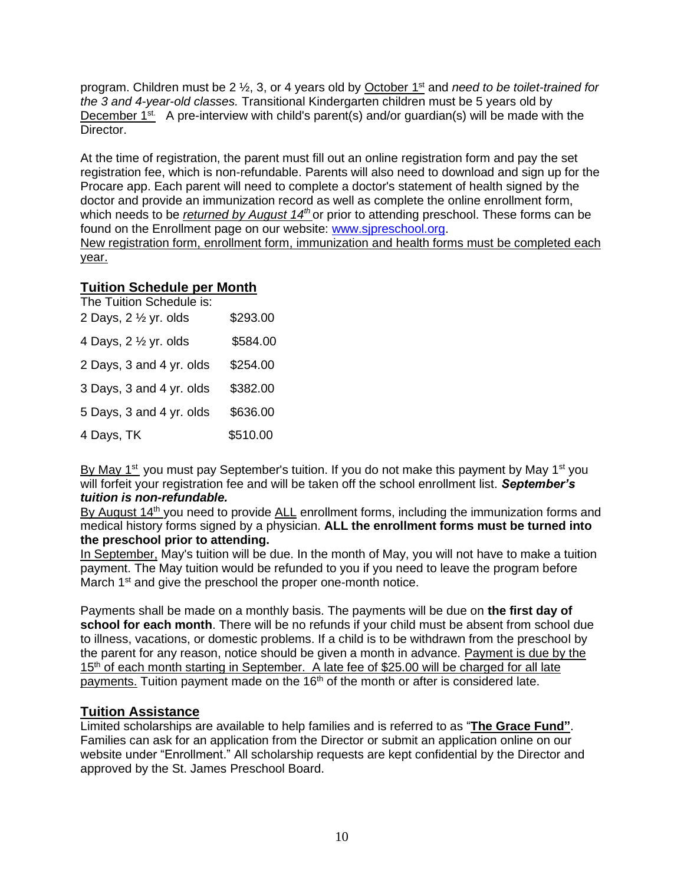program. Children must be 2 ½, 3, or 4 years old by <u>October 1st</u> and *need to be toilet-trained for the 3 and 4-year-old classes.* Transitional Kindergarten children must be 5 years old by <u>December 1st.</u> A pre-interview with child's parent(s) and/or guardian(s) will be made with the Director.

At the time of registration, the parent must fill out an online registration form and pay the set registration fee, which is non-refundable. Parents will also need to download and sign up for the Procare app. Each parent will need to complete a doctor's statement of health signed by the doctor and provide an immunization record as well as complete the online enrollment form, which needs to be *<u>returned by August 14th</u>* or prior to attending preschool. These forms can be found on the Enrollment page on our website: www.sjpreschool.org.
<u>New registration form, enrollment form, immunization and health forms must be completed each year.</u>

## Tuition Schedule per Month

The Tuition Schedule is:

| | |
|---|---|
| 2 Days, 2 ½ yr. olds | $293.00 |
| 4 Days, 2 ½ yr. olds | $584.00 |
| 2 Days, 3 and 4 yr. olds | $254.00 |
| 3 Days, 3 and 4 yr. olds | $382.00 |
| 5 Days, 3 and 4 yr. olds | $636.00 |
| 4 Days, TK | $510.00 |

<u>By May 1st</u> you must pay September's tuition. If you do not make this payment by May 1st you will forfeit your registration fee and will be taken off the school enrollment list. ***September's tuition is non-refundable.***
<u>By August 14th</u> you need to provide <u>ALL</u> enrollment forms, including the immunization forms and medical history forms signed by a physician. **ALL the enrollment forms must be turned into the preschool prior to attending.**
<u>In September,</u> May's tuition will be due. In the month of May, you will not have to make a tuition payment. The May tuition would be refunded to you if you need to leave the program before March 1st and give the preschool the proper one-month notice.

Payments shall be made on a monthly basis. The payments will be due on **the first day of school for each month**. There will be no refunds if your child must be absent from school due to illness, vacations, or domestic problems. If a child is to be withdrawn from the preschool by the parent for any reason, notice should be given a month in advance. <u>Payment is due by the 15th of each month starting in September. A late fee of $25.00 will be charged for all late payments.</u> Tuition payment made on the 16th of the month or after is considered late.

## Tuition Assistance

Limited scholarships are available to help families and is referred to as "**<u>The Grace Fund"</u>**. Families can ask for an application from the Director or submit an application online on our website under "Enrollment." All scholarship requests are kept confidential by the Director and approved by the St. James Preschool Board.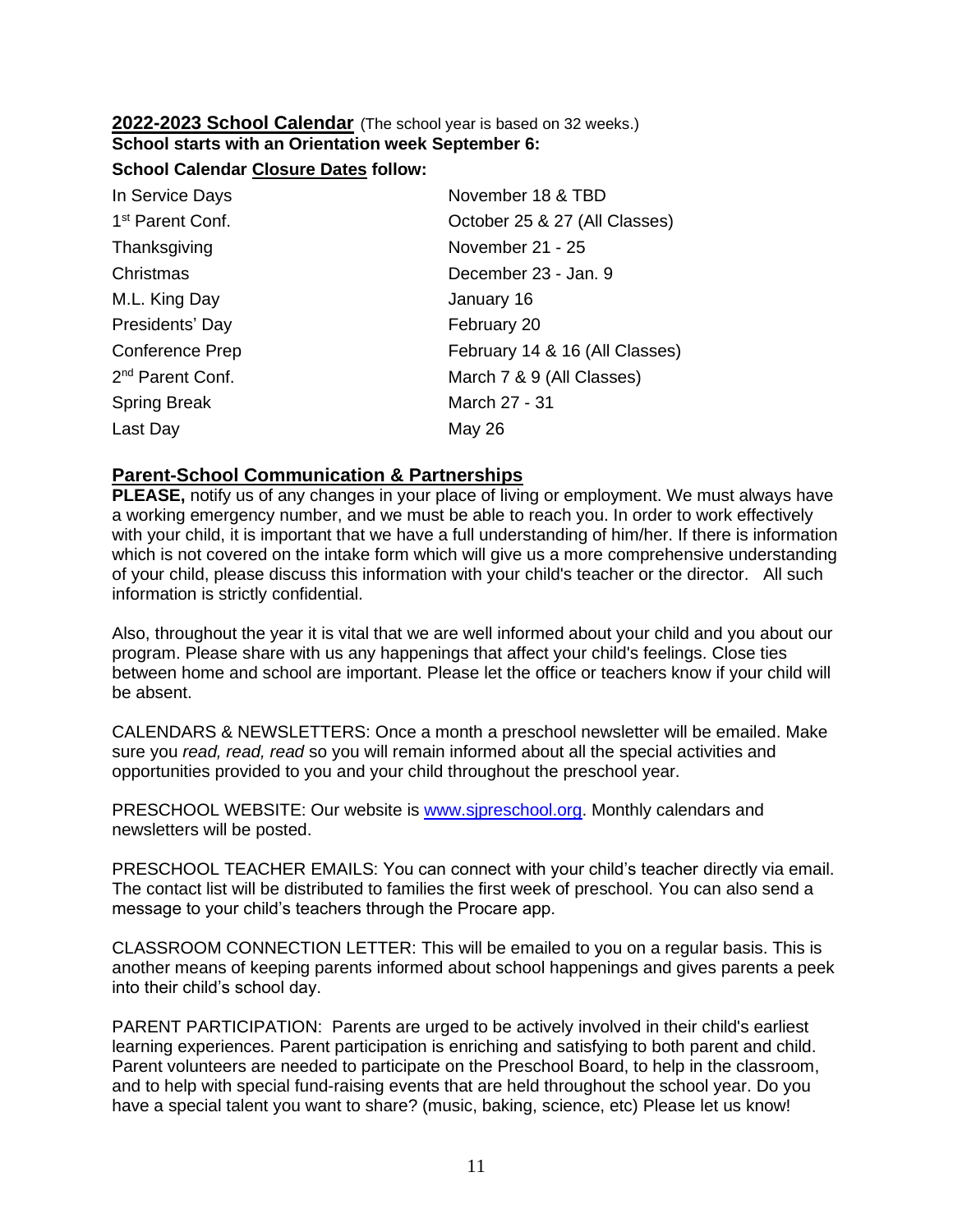## 2022-2023 School Calendar (The school year is based on 32 weeks.)

**School starts with an Orientation week September 6:**

**School Calendar Closure Dates follow:**

| | |
|---|---|
| In Service Days | November 18 & TBD |
| 1st Parent Conf. | October 25 & 27 (All Classes) |
| Thanksgiving | November 21 - 25 |
| Christmas | December 23 - Jan. 9 |
| M.L. King Day | January 16 |
| Presidents' Day | February 20 |
| Conference Prep | February 14 & 16 (All Classes) |
| 2nd Parent Conf. | March 7 & 9 (All Classes) |
| Spring Break | March 27 - 31 |
| Last Day | May 26 |

## Parent-School Communication & Partnerships

**PLEASE,** notify us of any changes in your place of living or employment. We must always have a working emergency number, and we must be able to reach you. In order to work effectively with your child, it is important that we have a full understanding of him/her. If there is information which is not covered on the intake form which will give us a more comprehensive understanding of your child, please discuss this information with your child's teacher or the director. All such information is strictly confidential.

Also, throughout the year it is vital that we are well informed about your child and you about our program. Please share with us any happenings that affect your child's feelings. Close ties between home and school are important. Please let the office or teachers know if your child will be absent.

CALENDARS & NEWSLETTERS: Once a month a preschool newsletter will be emailed. Make sure you *read, read, read* so you will remain informed about all the special activities and opportunities provided to you and your child throughout the preschool year.

PRESCHOOL WEBSITE: Our website is [www.sjpreschool.org](http://www.sjpreschool.org). Monthly calendars and newsletters will be posted.

PRESCHOOL TEACHER EMAILS: You can connect with your child's teacher directly via email. The contact list will be distributed to families the first week of preschool. You can also send a message to your child's teachers through the Procare app.

CLASSROOM CONNECTION LETTER: This will be emailed to you on a regular basis. This is another means of keeping parents informed about school happenings and gives parents a peek into their child's school day.

PARENT PARTICIPATION: Parents are urged to be actively involved in their child's earliest learning experiences. Parent participation is enriching and satisfying to both parent and child. Parent volunteers are needed to participate on the Preschool Board, to help in the classroom, and to help with special fund-raising events that are held throughout the school year. Do you have a special talent you want to share? (music, baking, science, etc) Please let us know!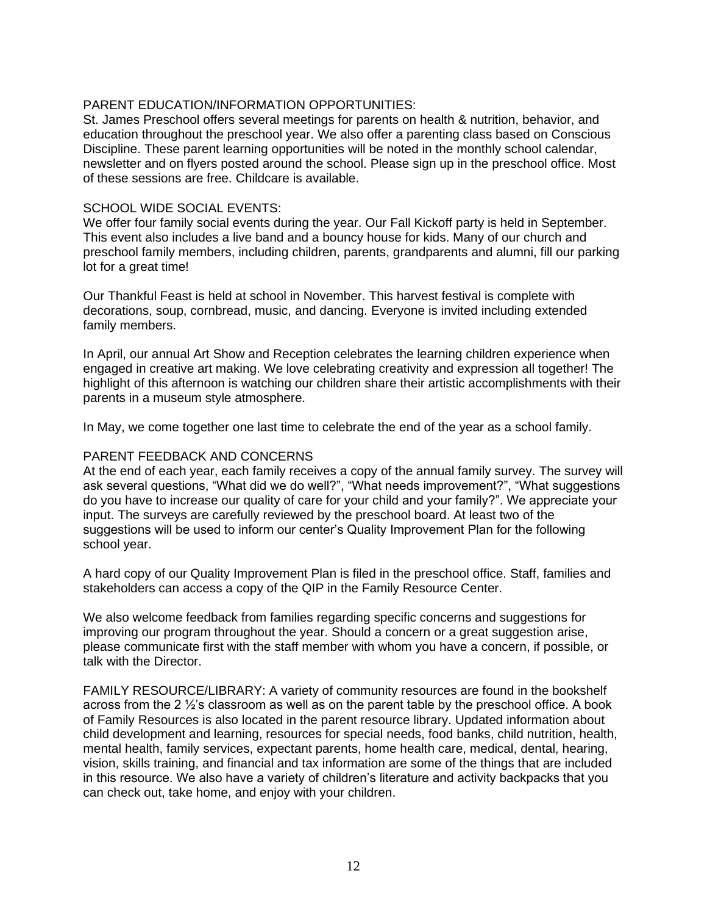## PARENT EDUCATION/INFORMATION OPPORTUNITIES:

St. James Preschool offers several meetings for parents on health & nutrition, behavior, and education throughout the preschool year. We also offer a parenting class based on Conscious Discipline. These parent learning opportunities will be noted in the monthly school calendar, newsletter and on flyers posted around the school. Please sign up in the preschool office. Most of these sessions are free. Childcare is available.

## SCHOOL WIDE SOCIAL EVENTS:

We offer four family social events during the year. Our Fall Kickoff party is held in September. This event also includes a live band and a bouncy house for kids. Many of our church and preschool family members, including children, parents, grandparents and alumni, fill our parking lot for a great time!

Our Thankful Feast is held at school in November. This harvest festival is complete with decorations, soup, cornbread, music, and dancing. Everyone is invited including extended family members.

In April, our annual Art Show and Reception celebrates the learning children experience when engaged in creative art making. We love celebrating creativity and expression all together! The highlight of this afternoon is watching our children share their artistic accomplishments with their parents in a museum style atmosphere.

In May, we come together one last time to celebrate the end of the year as a school family.

## PARENT FEEDBACK AND CONCERNS

At the end of each year, each family receives a copy of the annual family survey. The survey will ask several questions, "What did we do well?", "What needs improvement?", "What suggestions do you have to increase our quality of care for your child and your family?". We appreciate your input. The surveys are carefully reviewed by the preschool board. At least two of the suggestions will be used to inform our center's Quality Improvement Plan for the following school year.

A hard copy of our Quality Improvement Plan is filed in the preschool office. Staff, families and stakeholders can access a copy of the QIP in the Family Resource Center.

We also welcome feedback from families regarding specific concerns and suggestions for improving our program throughout the year. Should a concern or a great suggestion arise, please communicate first with the staff member with whom you have a concern, if possible, or talk with the Director.

FAMILY RESOURCE/LIBRARY: A variety of community resources are found in the bookshelf across from the 2 ½'s classroom as well as on the parent table by the preschool office. A book of Family Resources is also located in the parent resource library. Updated information about child development and learning, resources for special needs, food banks, child nutrition, health, mental health, family services, expectant parents, home health care, medical, dental, hearing, vision, skills training, and financial and tax information are some of the things that are included in this resource. We also have a variety of children's literature and activity backpacks that you can check out, take home, and enjoy with your children.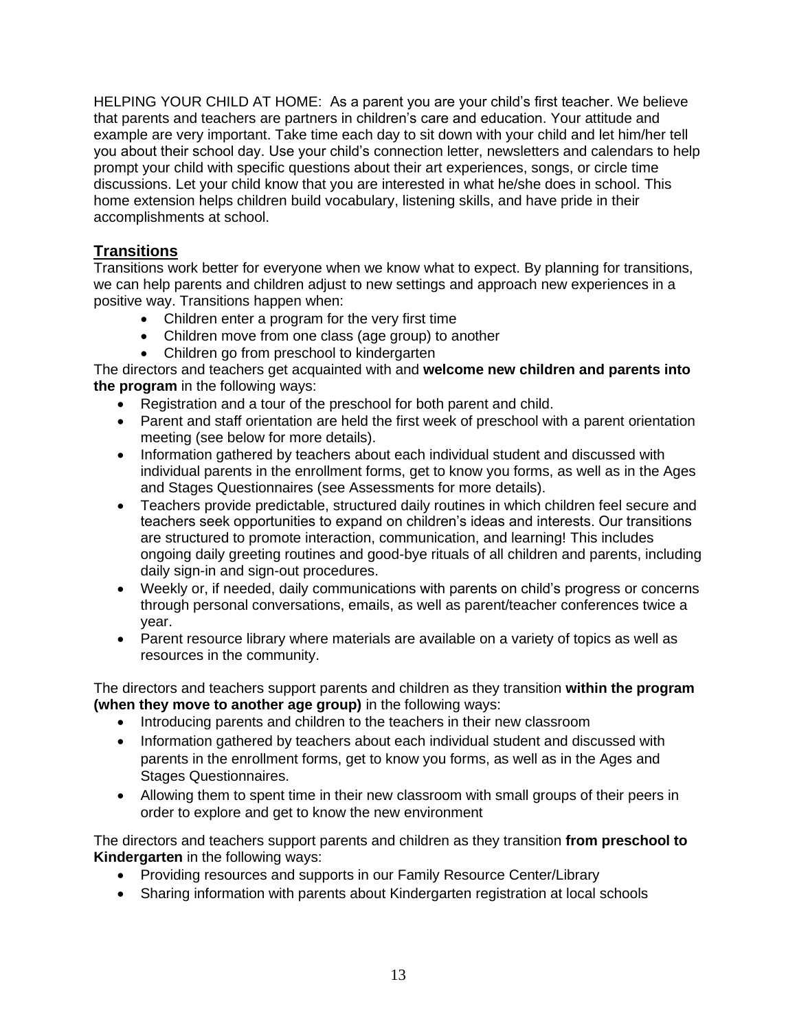HELPING YOUR CHILD AT HOME: As a parent you are your child's first teacher. We believe that parents and teachers are partners in children's care and education. Your attitude and example are very important. Take time each day to sit down with your child and let him/her tell you about their school day. Use your child's connection letter, newsletters and calendars to help prompt your child with specific questions about their art experiences, songs, or circle time discussions. Let your child know that you are interested in what he/she does in school. This home extension helps children build vocabulary, listening skills, and have pride in their accomplishments at school.

## Transitions

Transitions work better for everyone when we know what to expect. By planning for transitions, we can help parents and children adjust to new settings and approach new experiences in a positive way. Transitions happen when:

- Children enter a program for the very first time
- Children move from one class (age group) to another
- Children go from preschool to kindergarten

The directors and teachers get acquainted with and **welcome new children and parents into the program** in the following ways:

- Registration and a tour of the preschool for both parent and child.
- Parent and staff orientation are held the first week of preschool with a parent orientation meeting (see below for more details).
- Information gathered by teachers about each individual student and discussed with individual parents in the enrollment forms, get to know you forms, as well as in the Ages and Stages Questionnaires (see Assessments for more details).
- Teachers provide predictable, structured daily routines in which children feel secure and teachers seek opportunities to expand on children's ideas and interests. Our transitions are structured to promote interaction, communication, and learning! This includes ongoing daily greeting routines and good-bye rituals of all children and parents, including daily sign-in and sign-out procedures.
- Weekly or, if needed, daily communications with parents on child's progress or concerns through personal conversations, emails, as well as parent/teacher conferences twice a year.
- Parent resource library where materials are available on a variety of topics as well as resources in the community.

The directors and teachers support parents and children as they transition **within the program (when they move to another age group)** in the following ways:

- Introducing parents and children to the teachers in their new classroom
- Information gathered by teachers about each individual student and discussed with parents in the enrollment forms, get to know you forms, as well as in the Ages and Stages Questionnaires.
- Allowing them to spent time in their new classroom with small groups of their peers in order to explore and get to know the new environment

The directors and teachers support parents and children as they transition **from preschool to Kindergarten** in the following ways:

- Providing resources and supports in our Family Resource Center/Library
- Sharing information with parents about Kindergarten registration at local schools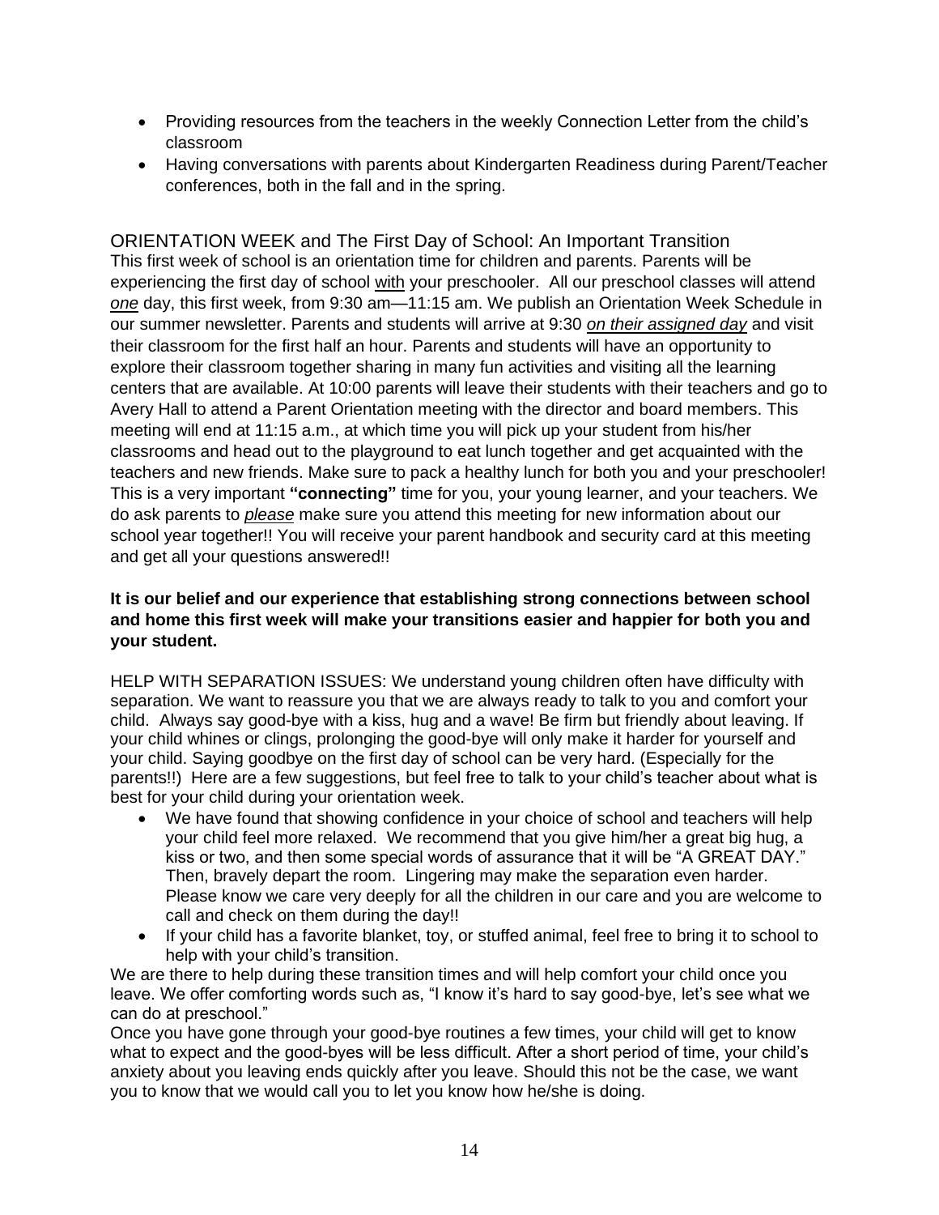- Providing resources from the teachers in the weekly Connection Letter from the child's classroom
- Having conversations with parents about Kindergarten Readiness during Parent/Teacher conferences, both in the fall and in the spring.

## ORIENTATION WEEK and The First Day of School: An Important Transition

This first week of school is an orientation time for children and parents. Parents will be experiencing the first day of school <u>with</u> your preschooler. All our preschool classes will attend <u>*one*</u> day, this first week, from 9:30 am—11:15 am. We publish an Orientation Week Schedule in our summer newsletter. Parents and students will arrive at 9:30 <u>*on their assigned day*</u> and visit their classroom for the first half an hour. Parents and students will have an opportunity to explore their classroom together sharing in many fun activities and visiting all the learning centers that are available. At 10:00 parents will leave their students with their teachers and go to Avery Hall to attend a Parent Orientation meeting with the director and board members. This meeting will end at 11:15 a.m., at which time you will pick up your student from his/her classrooms and head out to the playground to eat lunch together and get acquainted with the teachers and new friends. Make sure to pack a healthy lunch for both you and your preschooler! This is a very important **"connecting"** time for you, your young learner, and your teachers. We do ask parents to <u>*please*</u> make sure you attend this meeting for new information about our school year together!! You will receive your parent handbook and security card at this meeting and get all your questions answered!!

**It is our belief and our experience that establishing strong connections between school and home this first week will make your transitions easier and happier for both you and your student.**

HELP WITH SEPARATION ISSUES: We understand young children often have difficulty with separation. We want to reassure you that we are always ready to talk to you and comfort your child. Always say good-bye with a kiss, hug and a wave! Be firm but friendly about leaving. If your child whines or clings, prolonging the good-bye will only make it harder for yourself and your child. Saying goodbye on the first day of school can be very hard. (Especially for the parents!!) Here are a few suggestions, but feel free to talk to your child's teacher about what is best for your child during your orientation week.

- We have found that showing confidence in your choice of school and teachers will help your child feel more relaxed. We recommend that you give him/her a great big hug, a kiss or two, and then some special words of assurance that it will be "A GREAT DAY." Then, bravely depart the room. Lingering may make the separation even harder. Please know we care very deeply for all the children in our care and you are welcome to call and check on them during the day!!
- If your child has a favorite blanket, toy, or stuffed animal, feel free to bring it to school to help with your child's transition.

We are there to help during these transition times and will help comfort your child once you leave. We offer comforting words such as, "I know it's hard to say good-bye, let's see what we can do at preschool."

Once you have gone through your good-bye routines a few times, your child will get to know what to expect and the good-byes will be less difficult. After a short period of time, your child's anxiety about you leaving ends quickly after you leave. Should this not be the case, we want you to know that we would call you to let you know how he/she is doing.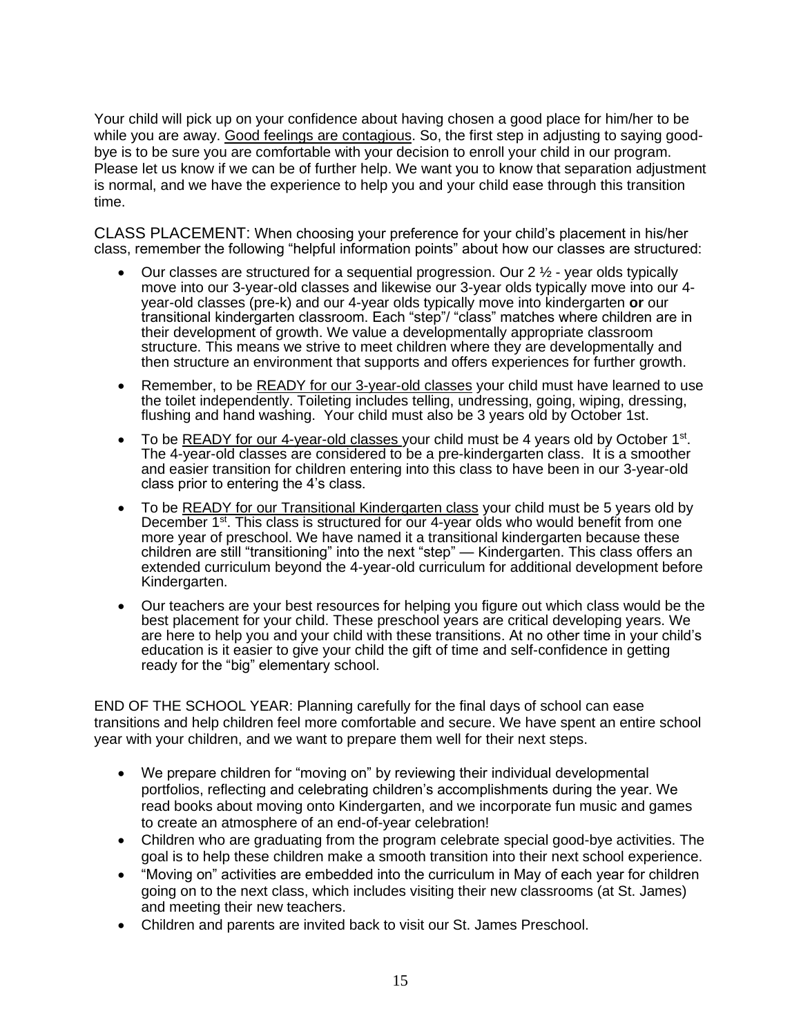Your child will pick up on your confidence about having chosen a good place for him/her to be while you are away. Good feelings are contagious. So, the first step in adjusting to saying good-bye is to be sure you are comfortable with your decision to enroll your child in our program. Please let us know if we can be of further help. We want you to know that separation adjustment is normal, and we have the experience to help you and your child ease through this transition time.

CLASS PLACEMENT: When choosing your preference for your child's placement in his/her class, remember the following "helpful information points" about how our classes are structured:

- Our classes are structured for a sequential progression. Our 2 ½ - year olds typically move into our 3-year-old classes and likewise our 3-year olds typically move into our 4-year-old classes (pre-k) and our 4-year olds typically move into kindergarten **or** our transitional kindergarten classroom. Each "step"/ "class" matches where children are in their development of growth. We value a developmentally appropriate classroom structure. This means we strive to meet children where they are developmentally and then structure an environment that supports and offers experiences for further growth.
- Remember, to be READY for our 3-year-old classes your child must have learned to use the toilet independently. Toileting includes telling, undressing, going, wiping, dressing, flushing and hand washing. Your child must also be 3 years old by October 1st.
- To be READY for our 4-year-old classes your child must be 4 years old by October 1st. The 4-year-old classes are considered to be a pre-kindergarten class. It is a smoother and easier transition for children entering into this class to have been in our 3-year-old class prior to entering the 4's class.
- To be READY for our Transitional Kindergarten class your child must be 5 years old by December 1st. This class is structured for our 4-year olds who would benefit from one more year of preschool. We have named it a transitional kindergarten because these children are still "transitioning" into the next "step" — Kindergarten. This class offers an extended curriculum beyond the 4-year-old curriculum for additional development before Kindergarten.
- Our teachers are your best resources for helping you figure out which class would be the best placement for your child. These preschool years are critical developing years. We are here to help you and your child with these transitions. At no other time in your child's education is it easier to give your child the gift of time and self-confidence in getting ready for the "big" elementary school.

END OF THE SCHOOL YEAR: Planning carefully for the final days of school can ease transitions and help children feel more comfortable and secure. We have spent an entire school year with your children, and we want to prepare them well for their next steps.

- We prepare children for "moving on" by reviewing their individual developmental portfolios, reflecting and celebrating children's accomplishments during the year. We read books about moving onto Kindergarten, and we incorporate fun music and games to create an atmosphere of an end-of-year celebration!
- Children who are graduating from the program celebrate special good-bye activities. The goal is to help these children make a smooth transition into their next school experience.
- "Moving on" activities are embedded into the curriculum in May of each year for children going on to the next class, which includes visiting their new classrooms (at St. James) and meeting their new teachers.
- Children and parents are invited back to visit our St. James Preschool.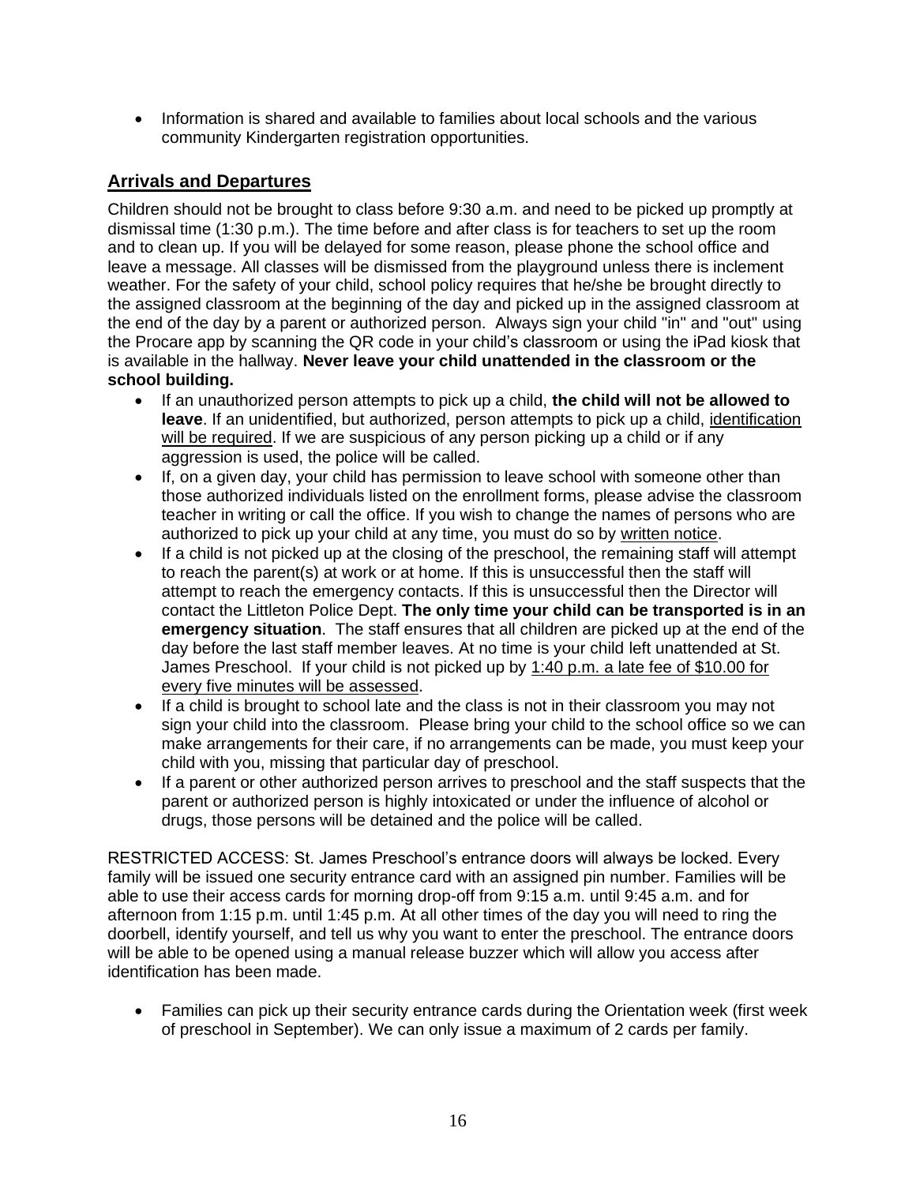- Information is shared and available to families about local schools and the various community Kindergarten registration opportunities.

## Arrivals and Departures

Children should not be brought to class before 9:30 a.m. and need to be picked up promptly at dismissal time (1:30 p.m.). The time before and after class is for teachers to set up the room and to clean up. If you will be delayed for some reason, please phone the school office and leave a message. All classes will be dismissed from the playground unless there is inclement weather. For the safety of your child, school policy requires that he/she be brought directly to the assigned classroom at the beginning of the day and picked up in the assigned classroom at the end of the day by a parent or authorized person. Always sign your child "in" and "out" using the Procare app by scanning the QR code in your child's classroom or using the iPad kiosk that is available in the hallway. **Never leave your child unattended in the classroom or the school building.**

- If an unauthorized person attempts to pick up a child, **the child will not be allowed to leave**. If an unidentified, but authorized, person attempts to pick up a child, identification will be required. If we are suspicious of any person picking up a child or if any aggression is used, the police will be called.
- If, on a given day, your child has permission to leave school with someone other than those authorized individuals listed on the enrollment forms, please advise the classroom teacher in writing or call the office. If you wish to change the names of persons who are authorized to pick up your child at any time, you must do so by written notice.
- If a child is not picked up at the closing of the preschool, the remaining staff will attempt to reach the parent(s) at work or at home. If this is unsuccessful then the staff will attempt to reach the emergency contacts. If this is unsuccessful then the Director will contact the Littleton Police Dept. **The only time your child can be transported is in an emergency situation**. The staff ensures that all children are picked up at the end of the day before the last staff member leaves. At no time is your child left unattended at St. James Preschool. If your child is not picked up by 1:40 p.m. a late fee of $10.00 for every five minutes will be assessed.
- If a child is brought to school late and the class is not in their classroom you may not sign your child into the classroom. Please bring your child to the school office so we can make arrangements for their care, if no arrangements can be made, you must keep your child with you, missing that particular day of preschool.
- If a parent or other authorized person arrives to preschool and the staff suspects that the parent or authorized person is highly intoxicated or under the influence of alcohol or drugs, those persons will be detained and the police will be called.

RESTRICTED ACCESS: St. James Preschool's entrance doors will always be locked. Every family will be issued one security entrance card with an assigned pin number. Families will be able to use their access cards for morning drop-off from 9:15 a.m. until 9:45 a.m. and for afternoon from 1:15 p.m. until 1:45 p.m. At all other times of the day you will need to ring the doorbell, identify yourself, and tell us why you want to enter the preschool. The entrance doors will be able to be opened using a manual release buzzer which will allow you access after identification has been made.

- Families can pick up their security entrance cards during the Orientation week (first week of preschool in September). We can only issue a maximum of 2 cards per family.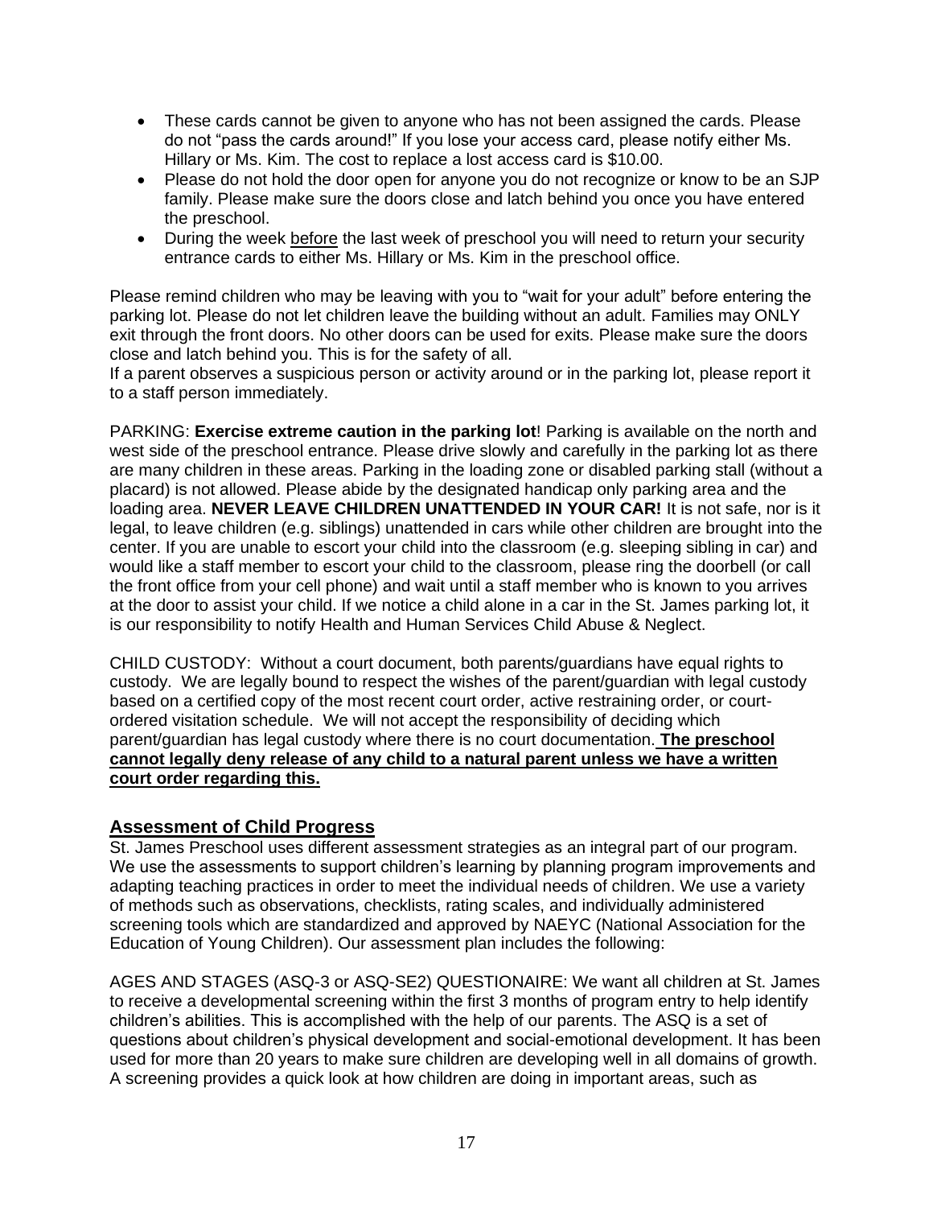- These cards cannot be given to anyone who has not been assigned the cards. Please do not "pass the cards around!" If you lose your access card, please notify either Ms. Hillary or Ms. Kim. The cost to replace a lost access card is $10.00.
- Please do not hold the door open for anyone you do not recognize or know to be an SJP family. Please make sure the doors close and latch behind you once you have entered the preschool.
- During the week <u>before</u> the last week of preschool you will need to return your security entrance cards to either Ms. Hillary or Ms. Kim in the preschool office.

Please remind children who may be leaving with you to "wait for your adult" before entering the parking lot. Please do not let children leave the building without an adult. Families may ONLY exit through the front doors. No other doors can be used for exits. Please make sure the doors close and latch behind you. This is for the safety of all.
If a parent observes a suspicious person or activity around or in the parking lot, please report it to a staff person immediately.

PARKING: **Exercise extreme caution in the parking lot**! Parking is available on the north and west side of the preschool entrance. Please drive slowly and carefully in the parking lot as there are many children in these areas. Parking in the loading zone or disabled parking stall (without a placard) is not allowed. Please abide by the designated handicap only parking area and the loading area. **NEVER LEAVE CHILDREN UNATTENDED IN YOUR CAR!** It is not safe, nor is it legal, to leave children (e.g. siblings) unattended in cars while other children are brought into the center. If you are unable to escort your child into the classroom (e.g. sleeping sibling in car) and would like a staff member to escort your child to the classroom, please ring the doorbell (or call the front office from your cell phone) and wait until a staff member who is known to you arrives at the door to assist your child. If we notice a child alone in a car in the St. James parking lot, it is our responsibility to notify Health and Human Services Child Abuse & Neglect.

CHILD CUSTODY: Without a court document, both parents/guardians have equal rights to custody. We are legally bound to respect the wishes of the parent/guardian with legal custody based on a certified copy of the most recent court order, active restraining order, or court-ordered visitation schedule. We will not accept the responsibility of deciding which parent/guardian has legal custody where there is no court documentation. <u>**The preschool cannot legally deny release of any child to a natural parent unless we have a written court order regarding this.**</u>

## Assessment of Child Progress

St. James Preschool uses different assessment strategies as an integral part of our program. We use the assessments to support children's learning by planning program improvements and adapting teaching practices in order to meet the individual needs of children. We use a variety of methods such as observations, checklists, rating scales, and individually administered screening tools which are standardized and approved by NAEYC (National Association for the Education of Young Children). Our assessment plan includes the following:

AGES AND STAGES (ASQ-3 or ASQ-SE2) QUESTIONAIRE: We want all children at St. James to receive a developmental screening within the first 3 months of program entry to help identify children's abilities. This is accomplished with the help of our parents. The ASQ is a set of questions about children's physical development and social-emotional development. It has been used for more than 20 years to make sure children are developing well in all domains of growth. A screening provides a quick look at how children are doing in important areas, such as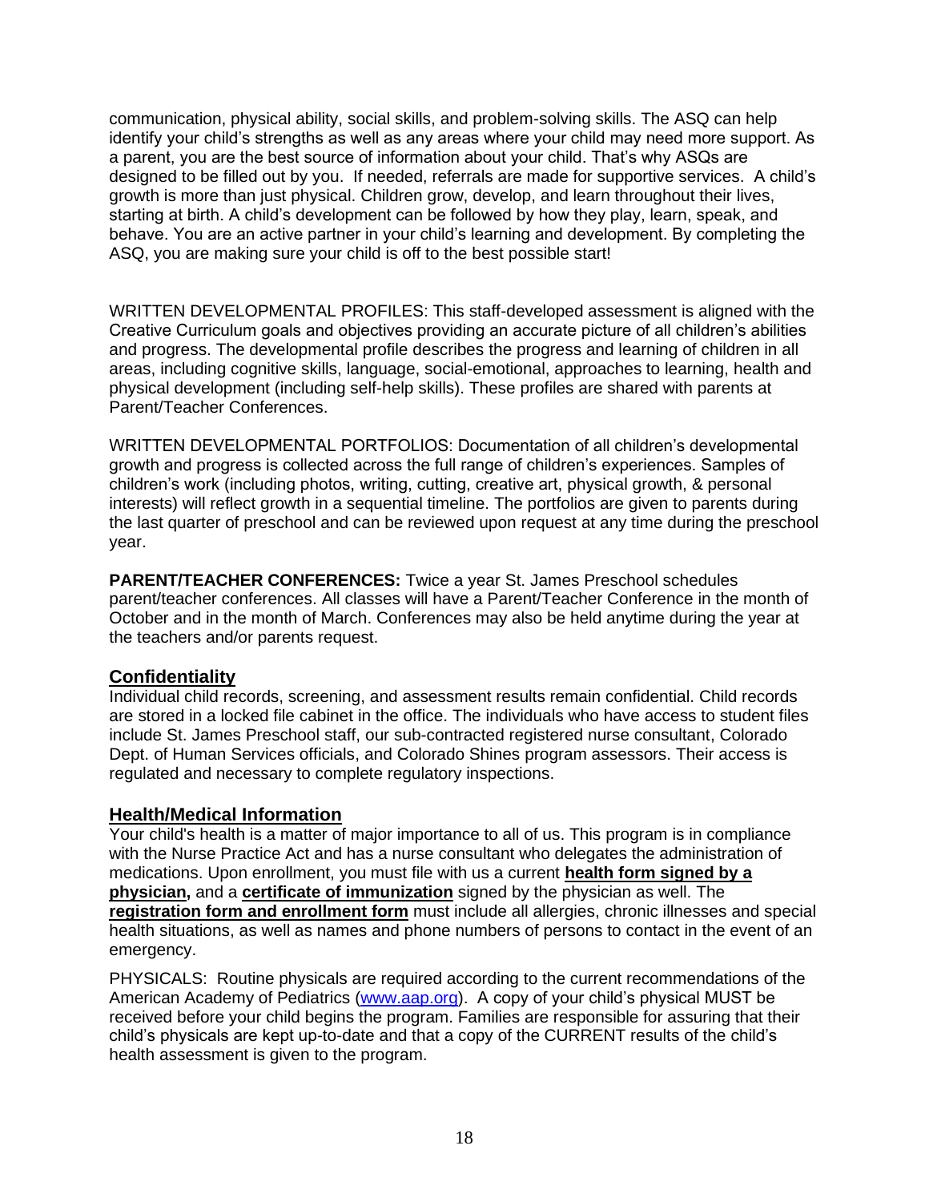communication, physical ability, social skills, and problem-solving skills. The ASQ can help identify your child's strengths as well as any areas where your child may need more support. As a parent, you are the best source of information about your child. That's why ASQs are designed to be filled out by you. If needed, referrals are made for supportive services. A child's growth is more than just physical. Children grow, develop, and learn throughout their lives, starting at birth. A child's development can be followed by how they play, learn, speak, and behave. You are an active partner in your child's learning and development. By completing the ASQ, you are making sure your child is off to the best possible start!

WRITTEN DEVELOPMENTAL PROFILES: This staff-developed assessment is aligned with the Creative Curriculum goals and objectives providing an accurate picture of all children's abilities and progress. The developmental profile describes the progress and learning of children in all areas, including cognitive skills, language, social-emotional, approaches to learning, health and physical development (including self-help skills). These profiles are shared with parents at Parent/Teacher Conferences.

WRITTEN DEVELOPMENTAL PORTFOLIOS: Documentation of all children's developmental growth and progress is collected across the full range of children's experiences. Samples of children's work (including photos, writing, cutting, creative art, physical growth, & personal interests) will reflect growth in a sequential timeline. The portfolios are given to parents during the last quarter of preschool and can be reviewed upon request at any time during the preschool year.

**PARENT/TEACHER CONFERENCES:** Twice a year St. James Preschool schedules parent/teacher conferences. All classes will have a Parent/Teacher Conference in the month of October and in the month of March. Conferences may also be held anytime during the year at the teachers and/or parents request.

## Confidentiality

Individual child records, screening, and assessment results remain confidential. Child records are stored in a locked file cabinet in the office. The individuals who have access to student files include St. James Preschool staff, our sub-contracted registered nurse consultant, Colorado Dept. of Human Services officials, and Colorado Shines program assessors. Their access is regulated and necessary to complete regulatory inspections.

## Health/Medical Information

Your child's health is a matter of major importance to all of us. This program is in compliance with the Nurse Practice Act and has a nurse consultant who delegates the administration of medications. Upon enrollment, you must file with us a current **health form signed by a physician,** and a **certificate of immunization** signed by the physician as well. The **registration form and enrollment form** must include all allergies, chronic illnesses and special health situations, as well as names and phone numbers of persons to contact in the event of an emergency.

PHYSICALS: Routine physicals are required according to the current recommendations of the American Academy of Pediatrics (www.aap.org). A copy of your child's physical MUST be received before your child begins the program. Families are responsible for assuring that their child's physicals are kept up-to-date and that a copy of the CURRENT results of the child's health assessment is given to the program.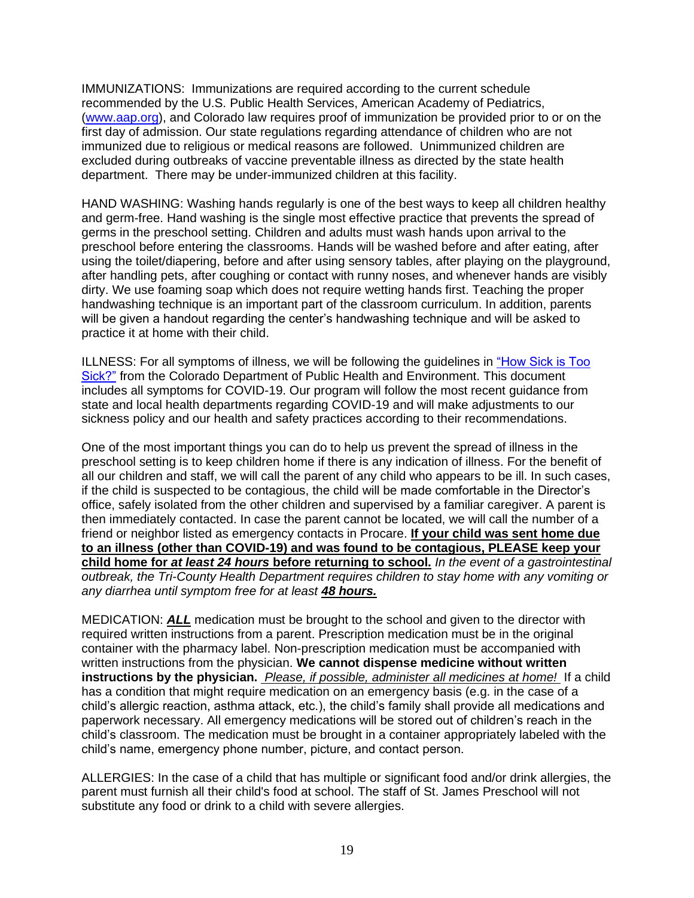IMMUNIZATIONS: Immunizations are required according to the current schedule recommended by the U.S. Public Health Services, American Academy of Pediatrics, ([www.aap.org](http://www.aap.org)), and Colorado law requires proof of immunization be provided prior to or on the first day of admission. Our state regulations regarding attendance of children who are not immunized due to religious or medical reasons are followed. Unimmunized children are excluded during outbreaks of vaccine preventable illness as directed by the state health department. There may be under-immunized children at this facility.

HAND WASHING: Washing hands regularly is one of the best ways to keep all children healthy and germ-free. Hand washing is the single most effective practice that prevents the spread of germs in the preschool setting. Children and adults must wash hands upon arrival to the preschool before entering the classrooms. Hands will be washed before and after eating, after using the toilet/diapering, before and after using sensory tables, after playing on the playground, after handling pets, after coughing or contact with runny noses, and whenever hands are visibly dirty. We use foaming soap which does not require wetting hands first. Teaching the proper handwashing technique is an important part of the classroom curriculum. In addition, parents will be given a handout regarding the center's handwashing technique and will be asked to practice it at home with their child.

ILLNESS: For all symptoms of illness, we will be following the guidelines in "How Sick is Too Sick?" from the Colorado Department of Public Health and Environment. This document includes all symptoms for COVID-19. Our program will follow the most recent guidance from state and local health departments regarding COVID-19 and will make adjustments to our sickness policy and our health and safety practices according to their recommendations.

One of the most important things you can do to help us prevent the spread of illness in the preschool setting is to keep children home if there is any indication of illness. For the benefit of all our children and staff, we will call the parent of any child who appears to be ill. In such cases, if the child is suspected to be contagious, the child will be made comfortable in the Director's office, safely isolated from the other children and supervised by a familiar caregiver. A parent is then immediately contacted. In case the parent cannot be located, we will call the number of a friend or neighbor listed as emergency contacts in Procare. **If your child was sent home due to an illness (other than COVID-19) and was found to be contagious, PLEASE keep your child home for *at least 24 hours* before returning to school.** *In the event of a gastrointestinal outbreak, the Tri-County Health Department requires children to stay home with any vomiting or any diarrhea until symptom free for at least* ***48 hours.***

MEDICATION: ***ALL*** medication must be brought to the school and given to the director with required written instructions from a parent. Prescription medication must be in the original container with the pharmacy label. Non-prescription medication must be accompanied with written instructions from the physician. **We cannot dispense medicine without written instructions by the physician.** *Please, if possible, administer all medicines at home!* If a child has a condition that might require medication on an emergency basis (e.g. in the case of a child's allergic reaction, asthma attack, etc.), the child's family shall provide all medications and paperwork necessary. All emergency medications will be stored out of children's reach in the child's classroom. The medication must be brought in a container appropriately labeled with the child's name, emergency phone number, picture, and contact person.

ALLERGIES: In the case of a child that has multiple or significant food and/or drink allergies, the parent must furnish all their child's food at school. The staff of St. James Preschool will not substitute any food or drink to a child with severe allergies.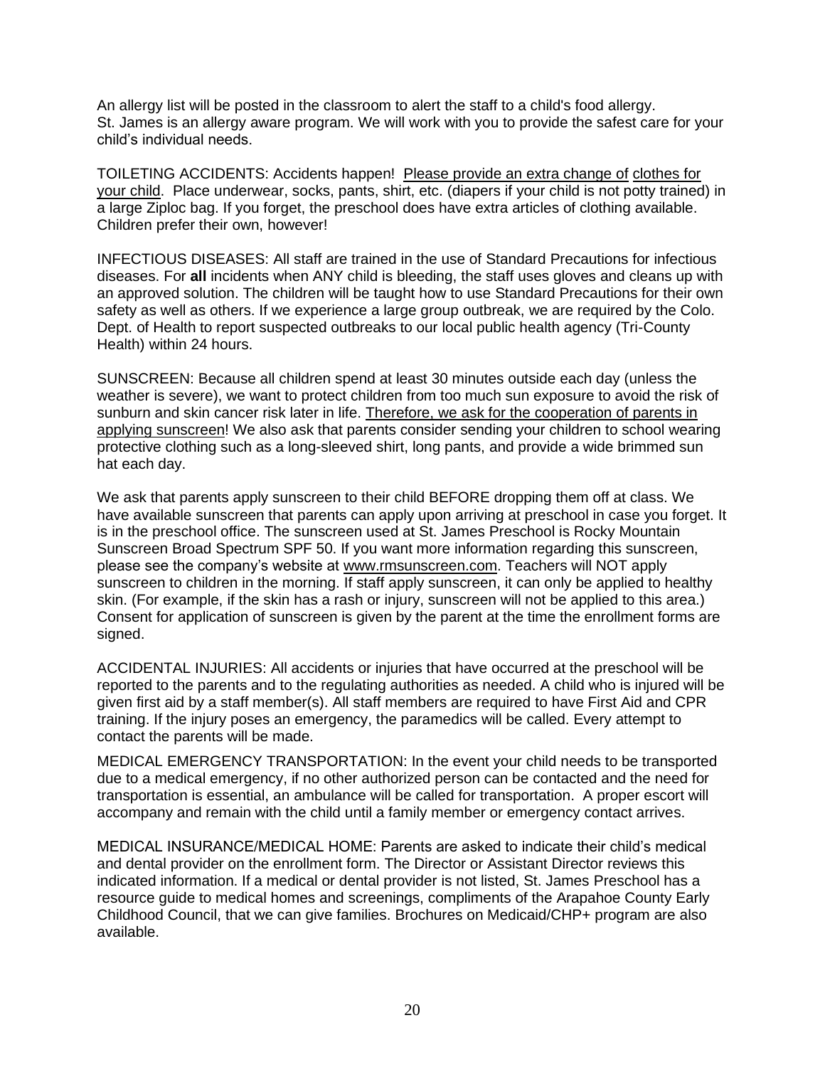An allergy list will be posted in the classroom to alert the staff to a child's food allergy. St. James is an allergy aware program. We will work with you to provide the safest care for your child's individual needs.

TOILETING ACCIDENTS: Accidents happen! Please provide an extra change of clothes for your child. Place underwear, socks, pants, shirt, etc. (diapers if your child is not potty trained) in a large Ziploc bag. If you forget, the preschool does have extra articles of clothing available. Children prefer their own, however!

INFECTIOUS DISEASES: All staff are trained in the use of Standard Precautions for infectious diseases. For **all** incidents when ANY child is bleeding, the staff uses gloves and cleans up with an approved solution. The children will be taught how to use Standard Precautions for their own safety as well as others. If we experience a large group outbreak, we are required by the Colo. Dept. of Health to report suspected outbreaks to our local public health agency (Tri-County Health) within 24 hours.

SUNSCREEN: Because all children spend at least 30 minutes outside each day (unless the weather is severe), we want to protect children from too much sun exposure to avoid the risk of sunburn and skin cancer risk later in life. Therefore, we ask for the cooperation of parents in applying sunscreen! We also ask that parents consider sending your children to school wearing protective clothing such as a long-sleeved shirt, long pants, and provide a wide brimmed sun hat each day.

We ask that parents apply sunscreen to their child BEFORE dropping them off at class. We have available sunscreen that parents can apply upon arriving at preschool in case you forget. It is in the preschool office. The sunscreen used at St. James Preschool is Rocky Mountain Sunscreen Broad Spectrum SPF 50. If you want more information regarding this sunscreen, please see the company's website at www.rmsunscreen.com. Teachers will NOT apply sunscreen to children in the morning. If staff apply sunscreen, it can only be applied to healthy skin. (For example, if the skin has a rash or injury, sunscreen will not be applied to this area.) Consent for application of sunscreen is given by the parent at the time the enrollment forms are signed.

ACCIDENTAL INJURIES: All accidents or injuries that have occurred at the preschool will be reported to the parents and to the regulating authorities as needed. A child who is injured will be given first aid by a staff member(s). All staff members are required to have First Aid and CPR training. If the injury poses an emergency, the paramedics will be called. Every attempt to contact the parents will be made.

MEDICAL EMERGENCY TRANSPORTATION: In the event your child needs to be transported due to a medical emergency, if no other authorized person can be contacted and the need for transportation is essential, an ambulance will be called for transportation. A proper escort will accompany and remain with the child until a family member or emergency contact arrives.

MEDICAL INSURANCE/MEDICAL HOME: Parents are asked to indicate their child's medical and dental provider on the enrollment form. The Director or Assistant Director reviews this indicated information. If a medical or dental provider is not listed, St. James Preschool has a resource guide to medical homes and screenings, compliments of the Arapahoe County Early Childhood Council, that we can give families. Brochures on Medicaid/CHP+ program are also available.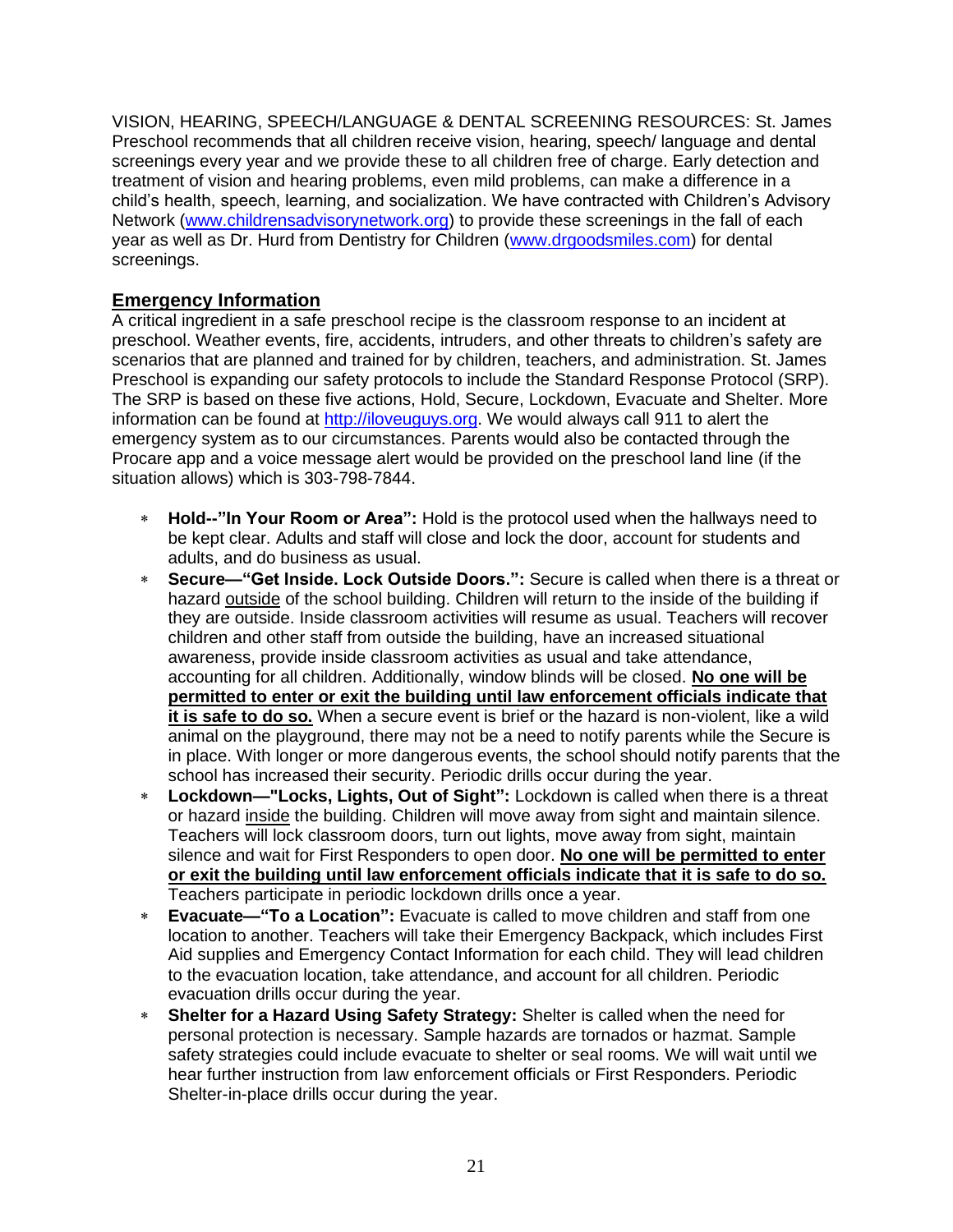VISION, HEARING, SPEECH/LANGUAGE & DENTAL SCREENING RESOURCES: St. James Preschool recommends that all children receive vision, hearing, speech/ language and dental screenings every year and we provide these to all children free of charge. Early detection and treatment of vision and hearing problems, even mild problems, can make a difference in a child's health, speech, learning, and socialization. We have contracted with Children's Advisory Network (www.childrensadvisorynetwork.org) to provide these screenings in the fall of each year as well as Dr. Hurd from Dentistry for Children (www.drgoodsmiles.com) for dental screenings.

## Emergency Information

A critical ingredient in a safe preschool recipe is the classroom response to an incident at preschool. Weather events, fire, accidents, intruders, and other threats to children's safety are scenarios that are planned and trained for by children, teachers, and administration. St. James Preschool is expanding our safety protocols to include the Standard Response Protocol (SRP). The SRP is based on these five actions, Hold, Secure, Lockdown, Evacuate and Shelter. More information can be found at http://iloveuguys.org. We would always call 911 to alert the emergency system as to our circumstances. Parents would also be contacted through the Procare app and a voice message alert would be provided on the preschool land line (if the situation allows) which is 303-798-7844.

- **Hold--"In Your Room or Area":** Hold is the protocol used when the hallways need to be kept clear. Adults and staff will close and lock the door, account for students and adults, and do business as usual.
- **Secure—"Get Inside. Lock Outside Doors.":** Secure is called when there is a threat or hazard outside of the school building. Children will return to the inside of the building if they are outside. Inside classroom activities will resume as usual. Teachers will recover children and other staff from outside the building, have an increased situational awareness, provide inside classroom activities as usual and take attendance, accounting for all children. Additionally, window blinds will be closed. **No one will be permitted to enter or exit the building until law enforcement officials indicate that it is safe to do so.** When a secure event is brief or the hazard is non-violent, like a wild animal on the playground, there may not be a need to notify parents while the Secure is in place. With longer or more dangerous events, the school should notify parents that the school has increased their security. Periodic drills occur during the year.
- **Lockdown—"Locks, Lights, Out of Sight":** Lockdown is called when there is a threat or hazard inside the building. Children will move away from sight and maintain silence. Teachers will lock classroom doors, turn out lights, move away from sight, maintain silence and wait for First Responders to open door. **No one will be permitted to enter or exit the building until law enforcement officials indicate that it is safe to do so.** Teachers participate in periodic lockdown drills once a year.
- **Evacuate—"To a Location":** Evacuate is called to move children and staff from one location to another. Teachers will take their Emergency Backpack, which includes First Aid supplies and Emergency Contact Information for each child. They will lead children to the evacuation location, take attendance, and account for all children. Periodic evacuation drills occur during the year.
- **Shelter for a Hazard Using Safety Strategy:** Shelter is called when the need for personal protection is necessary. Sample hazards are tornados or hazmat. Sample safety strategies could include evacuate to shelter or seal rooms. We will wait until we hear further instruction from law enforcement officials or First Responders. Periodic Shelter-in-place drills occur during the year.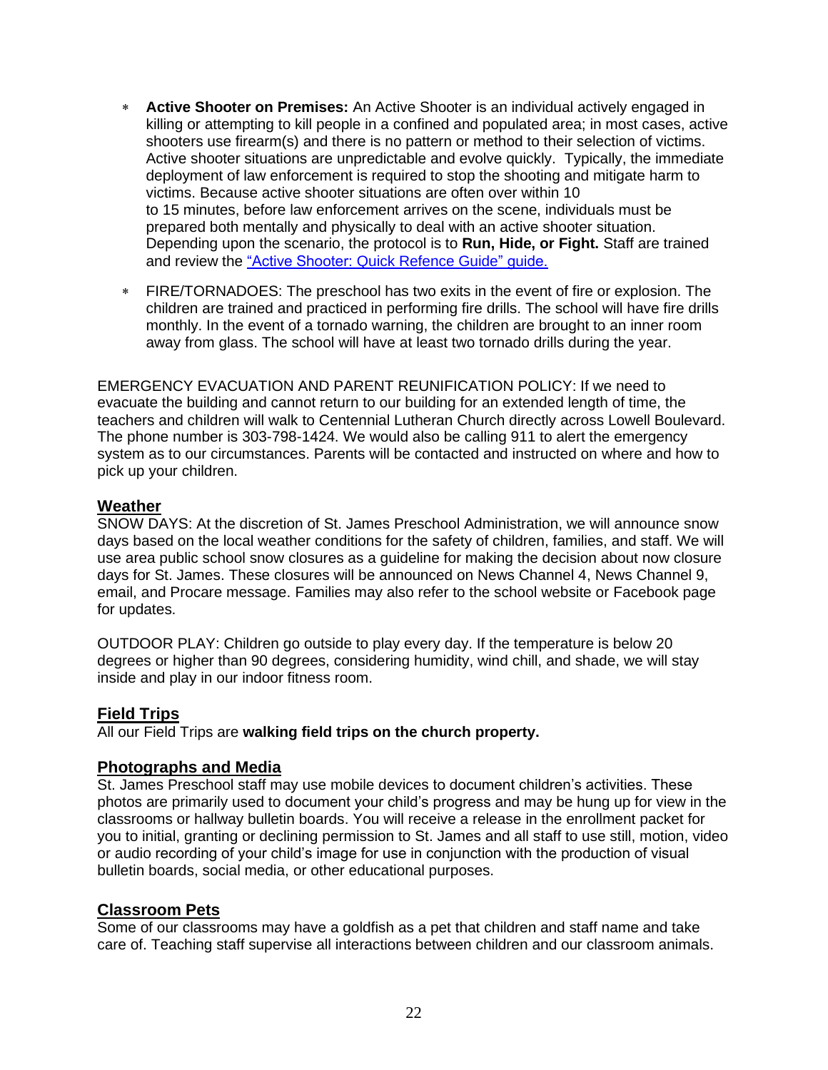* **Active Shooter on Premises:** An Active Shooter is an individual actively engaged in killing or attempting to kill people in a confined and populated area; in most cases, active shooters use firearm(s) and there is no pattern or method to their selection of victims. Active shooter situations are unpredictable and evolve quickly. Typically, the immediate deployment of law enforcement is required to stop the shooting and mitigate harm to victims. Because active shooter situations are often over within 10 to 15 minutes, before law enforcement arrives on the scene, individuals must be prepared both mentally and physically to deal with an active shooter situation. Depending upon the scenario, the protocol is to **Run, Hide, or Fight.** Staff are trained and review the "Active Shooter: Quick Refence Guide" guide.

* FIRE/TORNADOES: The preschool has two exits in the event of fire or explosion. The children are trained and practiced in performing fire drills. The school will have fire drills monthly. In the event of a tornado warning, the children are brought to an inner room away from glass. The school will have at least two tornado drills during the year.

EMERGENCY EVACUATION AND PARENT REUNIFICATION POLICY: If we need to evacuate the building and cannot return to our building for an extended length of time, the teachers and children will walk to Centennial Lutheran Church directly across Lowell Boulevard. The phone number is 303-798-1424. We would also be calling 911 to alert the emergency system as to our circumstances. Parents will be contacted and instructed on where and how to pick up your children.

## Weather

SNOW DAYS: At the discretion of St. James Preschool Administration, we will announce snow days based on the local weather conditions for the safety of children, families, and staff. We will use area public school snow closures as a guideline for making the decision about now closure days for St. James. These closures will be announced on News Channel 4, News Channel 9, email, and Procare message. Families may also refer to the school website or Facebook page for updates.

OUTDOOR PLAY: Children go outside to play every day. If the temperature is below 20 degrees or higher than 90 degrees, considering humidity, wind chill, and shade, we will stay inside and play in our indoor fitness room.

## Field Trips

All our Field Trips are **walking field trips on the church property.**

## Photographs and Media

St. James Preschool staff may use mobile devices to document children's activities. These photos are primarily used to document your child's progress and may be hung up for view in the classrooms or hallway bulletin boards. You will receive a release in the enrollment packet for you to initial, granting or declining permission to St. James and all staff to use still, motion, video or audio recording of your child's image for use in conjunction with the production of visual bulletin boards, social media, or other educational purposes.

## Classroom Pets

Some of our classrooms may have a goldfish as a pet that children and staff name and take care of. Teaching staff supervise all interactions between children and our classroom animals.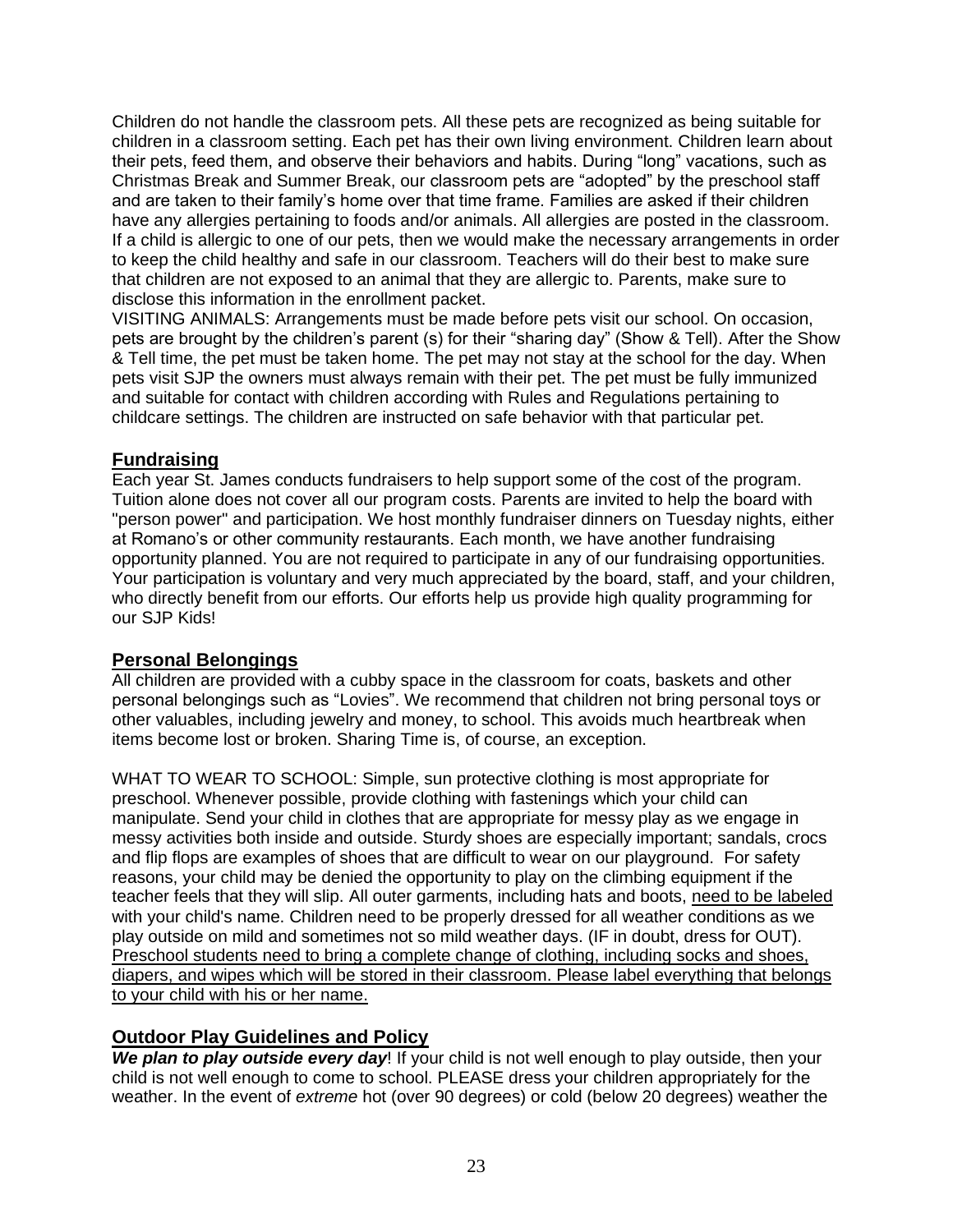Children do not handle the classroom pets. All these pets are recognized as being suitable for children in a classroom setting. Each pet has their own living environment. Children learn about their pets, feed them, and observe their behaviors and habits. During "long" vacations, such as Christmas Break and Summer Break, our classroom pets are "adopted" by the preschool staff and are taken to their family's home over that time frame. Families are asked if their children have any allergies pertaining to foods and/or animals. All allergies are posted in the classroom. If a child is allergic to one of our pets, then we would make the necessary arrangements in order to keep the child healthy and safe in our classroom. Teachers will do their best to make sure that children are not exposed to an animal that they are allergic to. Parents, make sure to disclose this information in the enrollment packet.

VISITING ANIMALS: Arrangements must be made before pets visit our school. On occasion, pets are brought by the children's parent (s) for their "sharing day" (Show & Tell). After the Show & Tell time, the pet must be taken home. The pet may not stay at the school for the day. When pets visit SJP the owners must always remain with their pet. The pet must be fully immunized and suitable for contact with children according with Rules and Regulations pertaining to childcare settings. The children are instructed on safe behavior with that particular pet.

## Fundraising

Each year St. James conducts fundraisers to help support some of the cost of the program. Tuition alone does not cover all our program costs. Parents are invited to help the board with "person power" and participation. We host monthly fundraiser dinners on Tuesday nights, either at Romano's or other community restaurants. Each month, we have another fundraising opportunity planned. You are not required to participate in any of our fundraising opportunities. Your participation is voluntary and very much appreciated by the board, staff, and your children, who directly benefit from our efforts. Our efforts help us provide high quality programming for our SJP Kids!

## Personal Belongings

All children are provided with a cubby space in the classroom for coats, baskets and other personal belongings such as "Lovies". We recommend that children not bring personal toys or other valuables, including jewelry and money, to school. This avoids much heartbreak when items become lost or broken. Sharing Time is, of course, an exception.

WHAT TO WEAR TO SCHOOL: Simple, sun protective clothing is most appropriate for preschool. Whenever possible, provide clothing with fastenings which your child can manipulate. Send your child in clothes that are appropriate for messy play as we engage in messy activities both inside and outside. Sturdy shoes are especially important; sandals, crocs and flip flops are examples of shoes that are difficult to wear on our playground. For safety reasons, your child may be denied the opportunity to play on the climbing equipment if the teacher feels that they will slip. All outer garments, including hats and boots, need to be labeled with your child's name. Children need to be properly dressed for all weather conditions as we play outside on mild and sometimes not so mild weather days. (IF in doubt, dress for OUT). Preschool students need to bring a complete change of clothing, including socks and shoes, diapers, and wipes which will be stored in their classroom. Please label everything that belongs to your child with his or her name.

## Outdoor Play Guidelines and Policy

***We plan to play outside every day***! If your child is not well enough to play outside, then your child is not well enough to come to school. PLEASE dress your children appropriately for the weather. In the event of *extreme* hot (over 90 degrees) or cold (below 20 degrees) weather the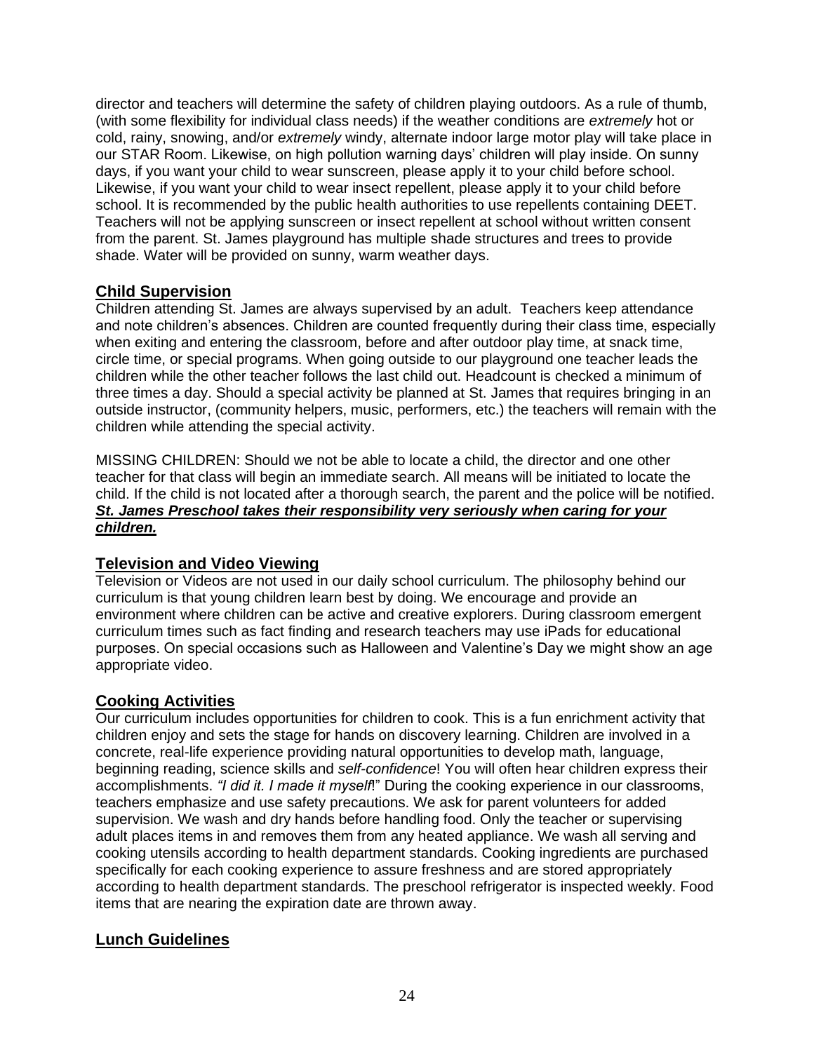director and teachers will determine the safety of children playing outdoors. As a rule of thumb, (with some flexibility for individual class needs) if the weather conditions are *extremely* hot or cold, rainy, snowing, and/or *extremely* windy, alternate indoor large motor play will take place in our STAR Room. Likewise, on high pollution warning days' children will play inside. On sunny days, if you want your child to wear sunscreen, please apply it to your child before school. Likewise, if you want your child to wear insect repellent, please apply it to your child before school. It is recommended by the public health authorities to use repellents containing DEET. Teachers will not be applying sunscreen or insect repellent at school without written consent from the parent. St. James playground has multiple shade structures and trees to provide shade. Water will be provided on sunny, warm weather days.

## Child Supervision

Children attending St. James are always supervised by an adult. Teachers keep attendance and note children's absences. Children are counted frequently during their class time, especially when exiting and entering the classroom, before and after outdoor play time, at snack time, circle time, or special programs. When going outside to our playground one teacher leads the children while the other teacher follows the last child out. Headcount is checked a minimum of three times a day. Should a special activity be planned at St. James that requires bringing in an outside instructor, (community helpers, music, performers, etc.) the teachers will remain with the children while attending the special activity.

MISSING CHILDREN: Should we not be able to locate a child, the director and one other teacher for that class will begin an immediate search. All means will be initiated to locate the child. If the child is not located after a thorough search, the parent and the police will be notified. ***St. James Preschool takes their responsibility very seriously when caring for your children.***

## Television and Video Viewing

Television or Videos are not used in our daily school curriculum. The philosophy behind our curriculum is that young children learn best by doing. We encourage and provide an environment where children can be active and creative explorers. During classroom emergent curriculum times such as fact finding and research teachers may use iPads for educational purposes. On special occasions such as Halloween and Valentine's Day we might show an age appropriate video.

## Cooking Activities

Our curriculum includes opportunities for children to cook. This is a fun enrichment activity that children enjoy and sets the stage for hands on discovery learning. Children are involved in a concrete, real-life experience providing natural opportunities to develop math, language, beginning reading, science skills and *self-confidence*! You will often hear children express their accomplishments. *"I did it. I made it myself*!" During the cooking experience in our classrooms, teachers emphasize and use safety precautions. We ask for parent volunteers for added supervision. We wash and dry hands before handling food. Only the teacher or supervising adult places items in and removes them from any heated appliance. We wash all serving and cooking utensils according to health department standards. Cooking ingredients are purchased specifically for each cooking experience to assure freshness and are stored appropriately according to health department standards. The preschool refrigerator is inspected weekly. Food items that are nearing the expiration date are thrown away.

## Lunch Guidelines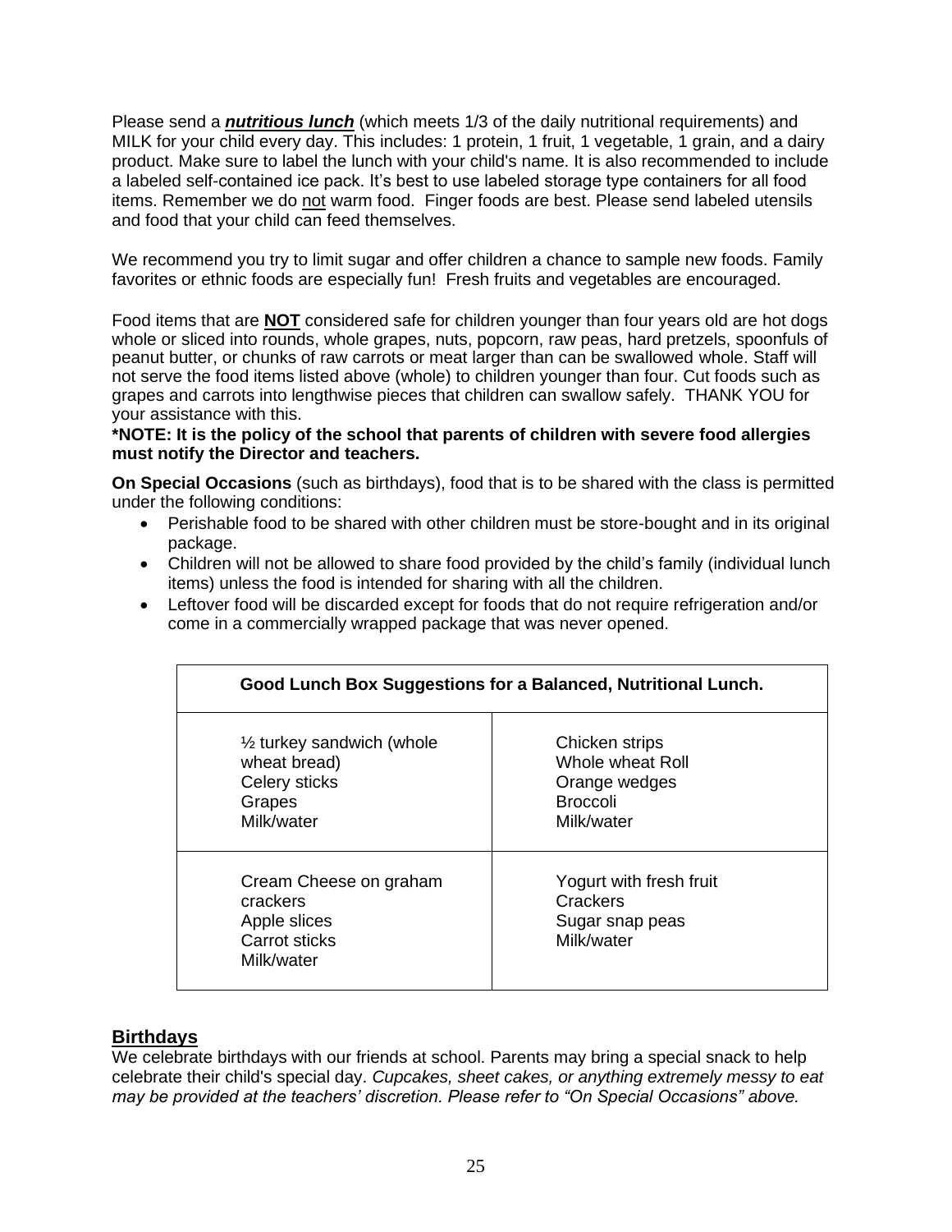Please send a ***nutritious lunch*** (which meets 1/3 of the daily nutritional requirements) and MILK for your child every day. This includes: 1 protein, 1 fruit, 1 vegetable, 1 grain, and a dairy product. Make sure to label the lunch with your child's name. It is also recommended to include a labeled self-contained ice pack. It's best to use labeled storage type containers for all food items. Remember we do not warm food. Finger foods are best. Please send labeled utensils and food that your child can feed themselves.

We recommend you try to limit sugar and offer children a chance to sample new foods. Family favorites or ethnic foods are especially fun! Fresh fruits and vegetables are encouraged.

Food items that are **NOT** considered safe for children younger than four years old are hot dogs whole or sliced into rounds, whole grapes, nuts, popcorn, raw peas, hard pretzels, spoonfuls of peanut butter, or chunks of raw carrots or meat larger than can be swallowed whole. Staff will not serve the food items listed above (whole) to children younger than four. Cut foods such as grapes and carrots into lengthwise pieces that children can swallow safely. THANK YOU for your assistance with this.

**\*NOTE: It is the policy of the school that parents of children with severe food allergies must notify the Director and teachers.**

**On Special Occasions** (such as birthdays), food that is to be shared with the class is permitted under the following conditions:

- Perishable food to be shared with other children must be store-bought and in its original package.
- Children will not be allowed to share food provided by the child's family (individual lunch items) unless the food is intended for sharing with all the children.
- Leftover food will be discarded except for foods that do not require refrigeration and/or come in a commercially wrapped package that was never opened.

| **Good Lunch Box Suggestions for a Balanced, Nutritional Lunch.** | |
|---|---|
| ½ turkey sandwich (whole wheat bread)<br>Celery sticks<br>Grapes<br>Milk/water | Chicken strips<br>Whole wheat Roll<br>Orange wedges<br>Broccoli<br>Milk/water |
| Cream Cheese on graham crackers<br>Apple slices<br>Carrot sticks<br>Milk/water | Yogurt with fresh fruit<br>Crackers<br>Sugar snap peas<br>Milk/water |

## Birthdays

We celebrate birthdays with our friends at school. Parents may bring a special snack to help celebrate their child's special day. *Cupcakes, sheet cakes, or anything extremely messy to eat may be provided at the teachers' discretion. Please refer to "On Special Occasions" above.*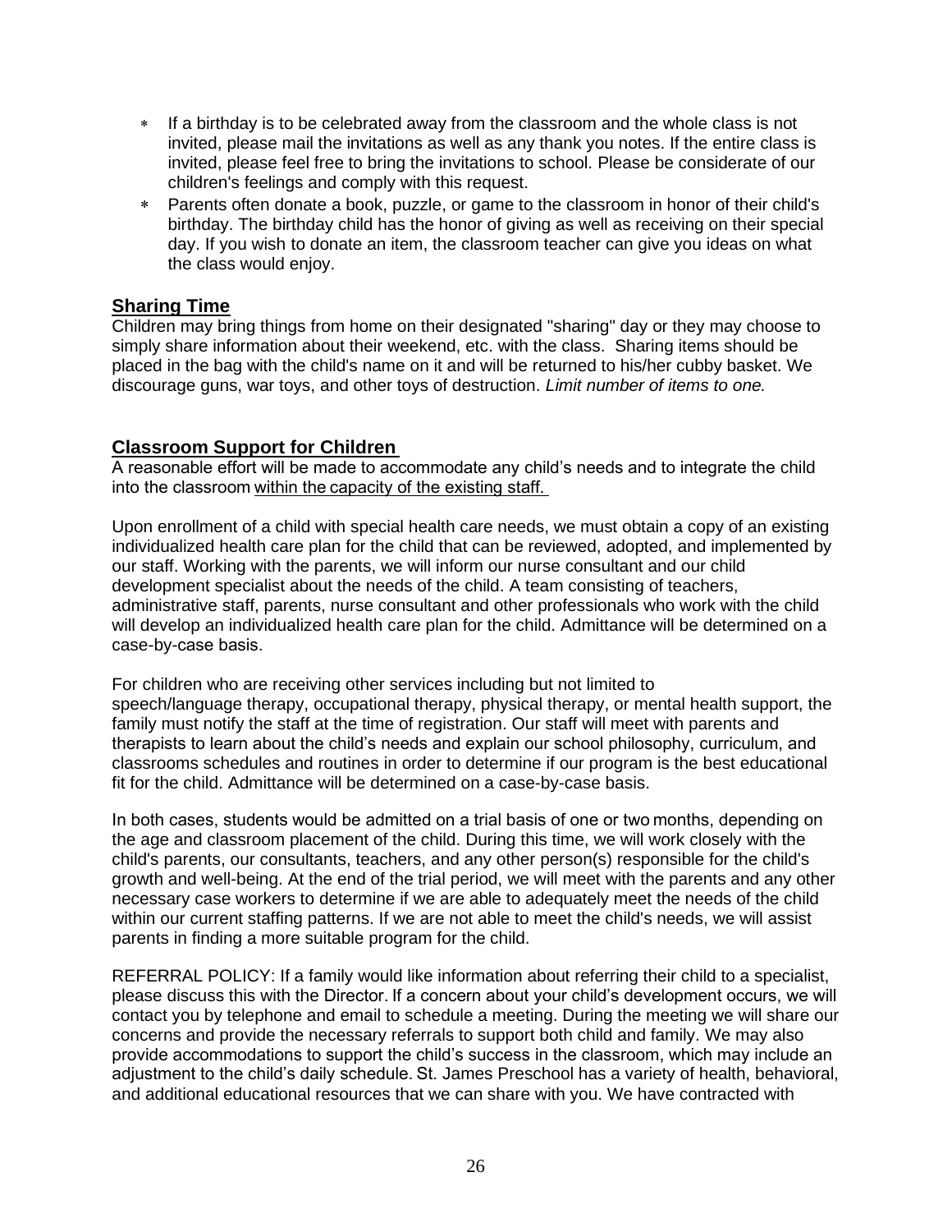* If a birthday is to be celebrated away from the classroom and the whole class is not invited, please mail the invitations as well as any thank you notes. If the entire class is invited, please feel free to bring the invitations to school. Please be considerate of our children's feelings and comply with this request.
* Parents often donate a book, puzzle, or game to the classroom in honor of their child's birthday. The birthday child has the honor of giving as well as receiving on their special day. If you wish to donate an item, the classroom teacher can give you ideas on what the class would enjoy.

## Sharing Time

Children may bring things from home on their designated "sharing" day or they may choose to simply share information about their weekend, etc. with the class. Sharing items should be placed in the bag with the child's name on it and will be returned to his/her cubby basket. We discourage guns, war toys, and other toys of destruction. *Limit number of items to one.*

## Classroom Support for Children

A reasonable effort will be made to accommodate any child's needs and to integrate the child into the classroom within the capacity of the existing staff.

Upon enrollment of a child with special health care needs, we must obtain a copy of an existing individualized health care plan for the child that can be reviewed, adopted, and implemented by our staff. Working with the parents, we will inform our nurse consultant and our child development specialist about the needs of the child. A team consisting of teachers, administrative staff, parents, nurse consultant and other professionals who work with the child will develop an individualized health care plan for the child. Admittance will be determined on a case-by-case basis.

For children who are receiving other services including but not limited to speech/language therapy, occupational therapy, physical therapy, or mental health support, the family must notify the staff at the time of registration. Our staff will meet with parents and therapists to learn about the child's needs and explain our school philosophy, curriculum, and classrooms schedules and routines in order to determine if our program is the best educational fit for the child. Admittance will be determined on a case-by-case basis.

In both cases, students would be admitted on a trial basis of one or two months, depending on the age and classroom placement of the child. During this time, we will work closely with the child's parents, our consultants, teachers, and any other person(s) responsible for the child's growth and well-being. At the end of the trial period, we will meet with the parents and any other necessary case workers to determine if we are able to adequately meet the needs of the child within our current staffing patterns. If we are not able to meet the child's needs, we will assist parents in finding a more suitable program for the child.

REFERRAL POLICY: If a family would like information about referring their child to a specialist, please discuss this with the Director. If a concern about your child's development occurs, we will contact you by telephone and email to schedule a meeting. During the meeting we will share our concerns and provide the necessary referrals to support both child and family. We may also provide accommodations to support the child's success in the classroom, which may include an adjustment to the child's daily schedule. St. James Preschool has a variety of health, behavioral, and additional educational resources that we can share with you. We have contracted with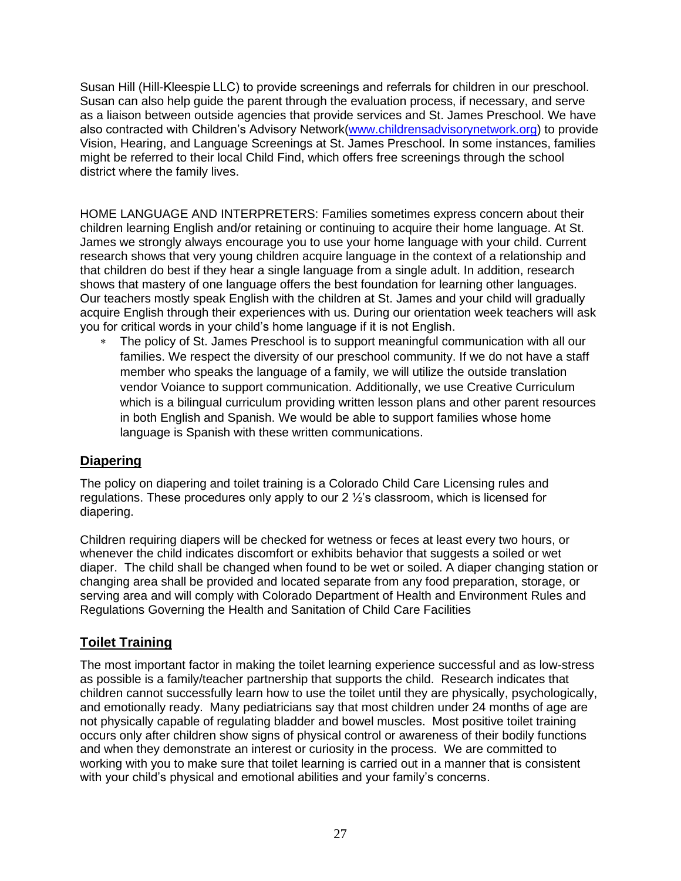Susan Hill (Hill-Kleespie LLC) to provide screenings and referrals for children in our preschool. Susan can also help guide the parent through the evaluation process, if necessary, and serve as a liaison between outside agencies that provide services and St. James Preschool. We have also contracted with Children's Advisory Network([www.childrensadvisorynetwork.org](www.childrensadvisorynetwork.org)) to provide Vision, Hearing, and Language Screenings at St. James Preschool. In some instances, families might be referred to their local Child Find, which offers free screenings through the school district where the family lives.

HOME LANGUAGE AND INTERPRETERS: Families sometimes express concern about their children learning English and/or retaining or continuing to acquire their home language. At St. James we strongly always encourage you to use your home language with your child. Current research shows that very young children acquire language in the context of a relationship and that children do best if they hear a single language from a single adult. In addition, research shows that mastery of one language offers the best foundation for learning other languages. Our teachers mostly speak English with the children at St. James and your child will gradually acquire English through their experiences with us. During our orientation week teachers will ask you for critical words in your child's home language if it is not English.

- The policy of St. James Preschool is to support meaningful communication with all our families. We respect the diversity of our preschool community. If we do not have a staff member who speaks the language of a family, we will utilize the outside translation vendor Voiance to support communication. Additionally, we use Creative Curriculum which is a bilingual curriculum providing written lesson plans and other parent resources in both English and Spanish. We would be able to support families whose home language is Spanish with these written communications.

## Diapering

The policy on diapering and toilet training is a Colorado Child Care Licensing rules and regulations. These procedures only apply to our 2 ½'s classroom, which is licensed for diapering.

Children requiring diapers will be checked for wetness or feces at least every two hours, or whenever the child indicates discomfort or exhibits behavior that suggests a soiled or wet diaper. The child shall be changed when found to be wet or soiled. A diaper changing station or changing area shall be provided and located separate from any food preparation, storage, or serving area and will comply with Colorado Department of Health and Environment Rules and Regulations Governing the Health and Sanitation of Child Care Facilities

## Toilet Training

The most important factor in making the toilet learning experience successful and as low-stress as possible is a family/teacher partnership that supports the child. Research indicates that children cannot successfully learn how to use the toilet until they are physically, psychologically, and emotionally ready. Many pediatricians say that most children under 24 months of age are not physically capable of regulating bladder and bowel muscles. Most positive toilet training occurs only after children show signs of physical control or awareness of their bodily functions and when they demonstrate an interest or curiosity in the process. We are committed to working with you to make sure that toilet learning is carried out in a manner that is consistent with your child's physical and emotional abilities and your family's concerns.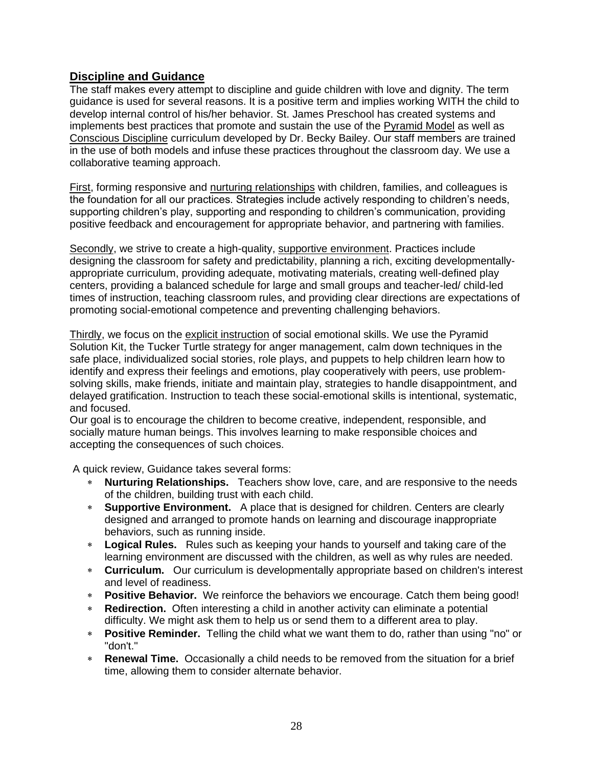## Discipline and Guidance

The staff makes every attempt to discipline and guide children with love and dignity. The term guidance is used for several reasons. It is a positive term and implies working WITH the child to develop internal control of his/her behavior. St. James Preschool has created systems and implements best practices that promote and sustain the use of the Pyramid Model as well as Conscious Discipline curriculum developed by Dr. Becky Bailey. Our staff members are trained in the use of both models and infuse these practices throughout the classroom day. We use a collaborative teaming approach.

First, forming responsive and nurturing relationships with children, families, and colleagues is the foundation for all our practices. Strategies include actively responding to children's needs, supporting children's play, supporting and responding to children's communication, providing positive feedback and encouragement for appropriate behavior, and partnering with families.

Secondly, we strive to create a high-quality, supportive environment. Practices include designing the classroom for safety and predictability, planning a rich, exciting developmentally-appropriate curriculum, providing adequate, motivating materials, creating well-defined play centers, providing a balanced schedule for large and small groups and teacher-led/ child-led times of instruction, teaching classroom rules, and providing clear directions are expectations of promoting social-emotional competence and preventing challenging behaviors.

Thirdly, we focus on the explicit instruction of social emotional skills. We use the Pyramid Solution Kit, the Tucker Turtle strategy for anger management, calm down techniques in the safe place, individualized social stories, role plays, and puppets to help children learn how to identify and express their feelings and emotions, play cooperatively with peers, use problem-solving skills, make friends, initiate and maintain play, strategies to handle disappointment, and delayed gratification. Instruction to teach these social-emotional skills is intentional, systematic, and focused.

Our goal is to encourage the children to become creative, independent, responsible, and socially mature human beings. This involves learning to make responsible choices and accepting the consequences of such choices.

A quick review, Guidance takes several forms:

- **Nurturing Relationships.** Teachers show love, care, and are responsive to the needs of the children, building trust with each child.
- **Supportive Environment.** A place that is designed for children. Centers are clearly designed and arranged to promote hands on learning and discourage inappropriate behaviors, such as running inside.
- **Logical Rules.** Rules such as keeping your hands to yourself and taking care of the learning environment are discussed with the children, as well as why rules are needed.
- **Curriculum.** Our curriculum is developmentally appropriate based on children's interest and level of readiness.
- **Positive Behavior.** We reinforce the behaviors we encourage. Catch them being good!
- **Redirection.** Often interesting a child in another activity can eliminate a potential difficulty. We might ask them to help us or send them to a different area to play.
- **Positive Reminder.** Telling the child what we want them to do, rather than using "no" or "don't."
- **Renewal Time.** Occasionally a child needs to be removed from the situation for a brief time, allowing them to consider alternate behavior.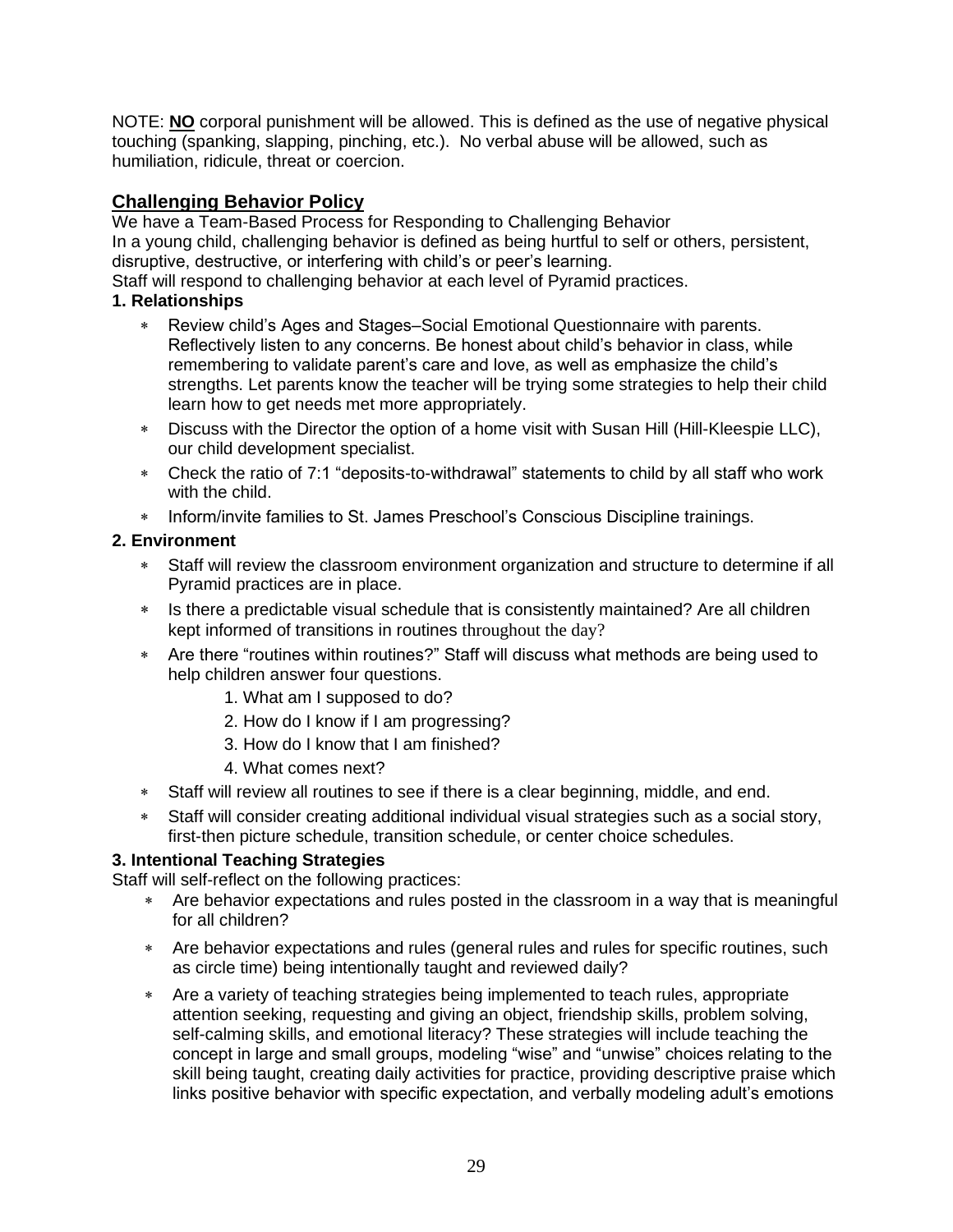NOTE: **<u>NO</u>** corporal punishment will be allowed. This is defined as the use of negative physical touching (spanking, slapping, pinching, etc.). No verbal abuse will be allowed, such as humiliation, ridicule, threat or coercion.

## Challenging Behavior Policy

We have a Team-Based Process for Responding to Challenging Behavior
In a young child, challenging behavior is defined as being hurtful to self or others, persistent, disruptive, destructive, or interfering with child's or peer's learning.
Staff will respond to challenging behavior at each level of Pyramid practices.

**1. Relationships**

- Review child's Ages and Stages–Social Emotional Questionnaire with parents. Reflectively listen to any concerns. Be honest about child's behavior in class, while remembering to validate parent's care and love, as well as emphasize the child's strengths. Let parents know the teacher will be trying some strategies to help their child learn how to get needs met more appropriately.
- Discuss with the Director the option of a home visit with Susan Hill (Hill-Kleespie LLC), our child development specialist.
- Check the ratio of 7:1 "deposits-to-withdrawal" statements to child by all staff who work with the child.
- Inform/invite families to St. James Preschool's Conscious Discipline trainings.

**2. Environment**

- Staff will review the classroom environment organization and structure to determine if all Pyramid practices are in place.
- Is there a predictable visual schedule that is consistently maintained? Are all children kept informed of transitions in routines throughout the day?
- Are there "routines within routines?" Staff will discuss what methods are being used to help children answer four questions.
  1. What am I supposed to do?
  2. How do I know if I am progressing?
  3. How do I know that I am finished?
  4. What comes next?
- Staff will review all routines to see if there is a clear beginning, middle, and end.
- Staff will consider creating additional individual visual strategies such as a social story, first-then picture schedule, transition schedule, or center choice schedules.

**3. Intentional Teaching Strategies**

Staff will self-reflect on the following practices:

- Are behavior expectations and rules posted in the classroom in a way that is meaningful for all children?
- Are behavior expectations and rules (general rules and rules for specific routines, such as circle time) being intentionally taught and reviewed daily?
- Are a variety of teaching strategies being implemented to teach rules, appropriate attention seeking, requesting and giving an object, friendship skills, problem solving, self-calming skills, and emotional literacy? These strategies will include teaching the concept in large and small groups, modeling "wise" and "unwise" choices relating to the skill being taught, creating daily activities for practice, providing descriptive praise which links positive behavior with specific expectation, and verbally modeling adult's emotions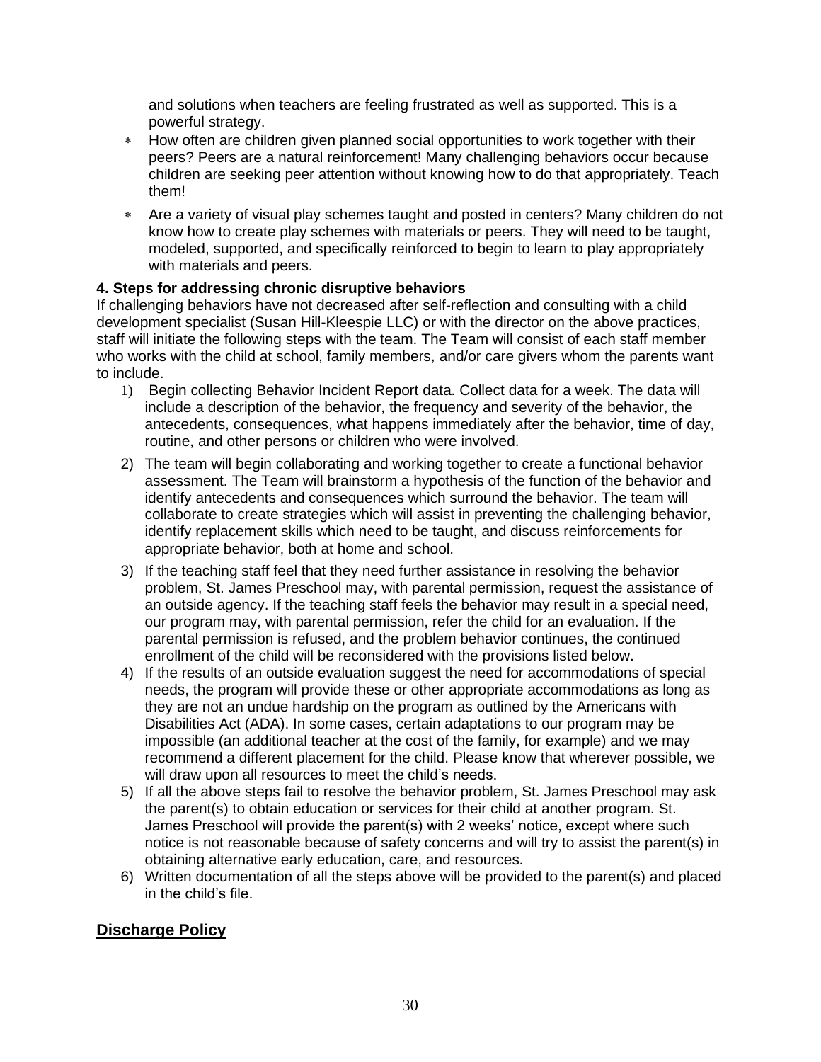and solutions when teachers are feeling frustrated as well as supported. This is a powerful strategy.

* How often are children given planned social opportunities to work together with their peers? Peers are a natural reinforcement! Many challenging behaviors occur because children are seeking peer attention without knowing how to do that appropriately. Teach them!
* Are a variety of visual play schemes taught and posted in centers? Many children do not know how to create play schemes with materials or peers. They will need to be taught, modeled, supported, and specifically reinforced to begin to learn to play appropriately with materials and peers.

**4. Steps for addressing chronic disruptive behaviors**

If challenging behaviors have not decreased after self-reflection and consulting with a child development specialist (Susan Hill-Kleespie LLC) or with the director on the above practices, staff will initiate the following steps with the team. The Team will consist of each staff member who works with the child at school, family members, and/or care givers whom the parents want to include.

1) Begin collecting Behavior Incident Report data. Collect data for a week. The data will include a description of the behavior, the frequency and severity of the behavior, the antecedents, consequences, what happens immediately after the behavior, time of day, routine, and other persons or children who were involved.
2) The team will begin collaborating and working together to create a functional behavior assessment. The Team will brainstorm a hypothesis of the function of the behavior and identify antecedents and consequences which surround the behavior. The team will collaborate to create strategies which will assist in preventing the challenging behavior, identify replacement skills which need to be taught, and discuss reinforcements for appropriate behavior, both at home and school.
3) If the teaching staff feel that they need further assistance in resolving the behavior problem, St. James Preschool may, with parental permission, request the assistance of an outside agency. If the teaching staff feels the behavior may result in a special need, our program may, with parental permission, refer the child for an evaluation. If the parental permission is refused, and the problem behavior continues, the continued enrollment of the child will be reconsidered with the provisions listed below.
4) If the results of an outside evaluation suggest the need for accommodations of special needs, the program will provide these or other appropriate accommodations as long as they are not an undue hardship on the program as outlined by the Americans with Disabilities Act (ADA). In some cases, certain adaptations to our program may be impossible (an additional teacher at the cost of the family, for example) and we may recommend a different placement for the child. Please know that wherever possible, we will draw upon all resources to meet the child's needs.
5) If all the above steps fail to resolve the behavior problem, St. James Preschool may ask the parent(s) to obtain education or services for their child at another program. St. James Preschool will provide the parent(s) with 2 weeks' notice, except where such notice is not reasonable because of safety concerns and will try to assist the parent(s) in obtaining alternative early education, care, and resources.
6) Written documentation of all the steps above will be provided to the parent(s) and placed in the child's file.

## Discharge Policy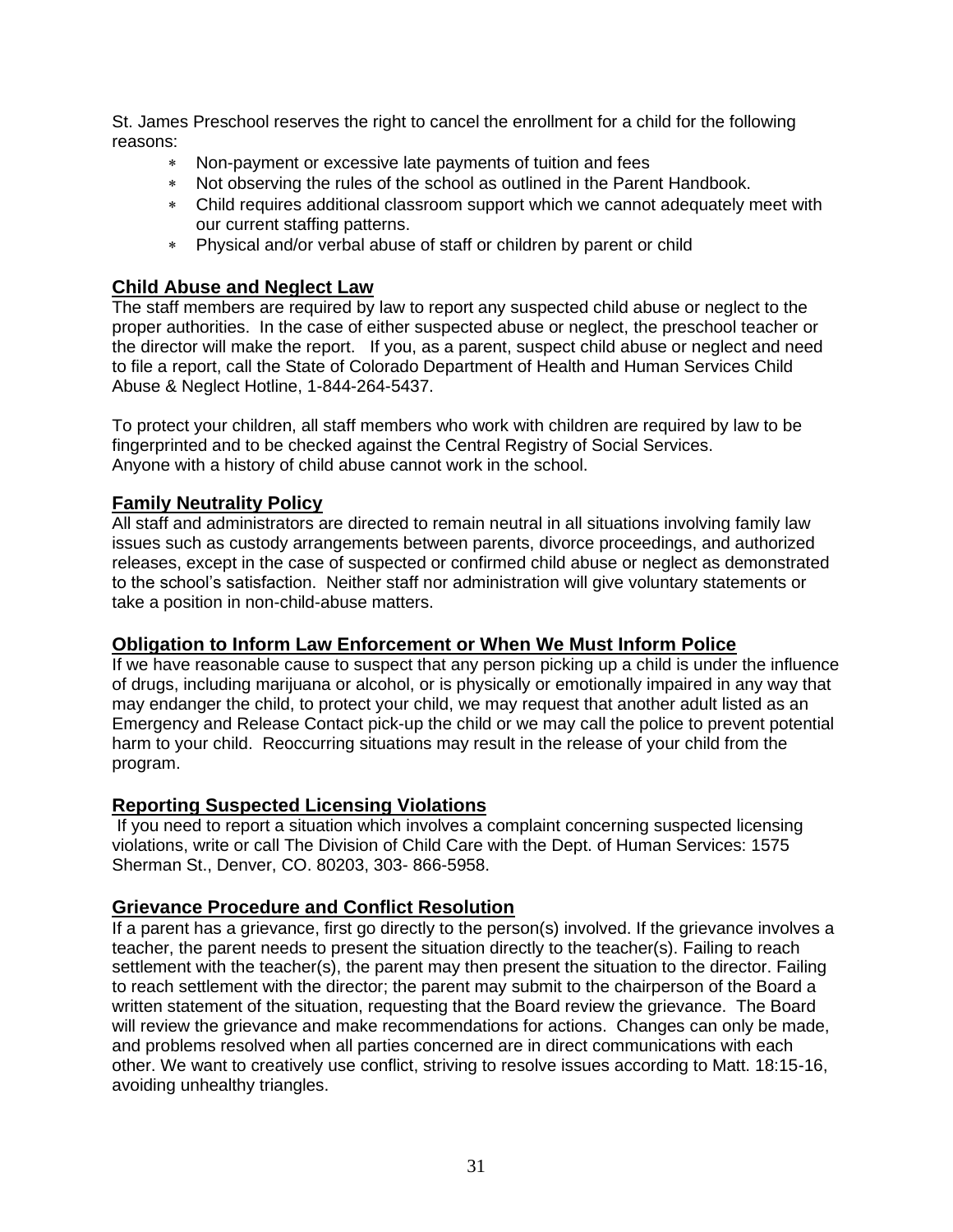St. James Preschool reserves the right to cancel the enrollment for a child for the following reasons:

- Non-payment or excessive late payments of tuition and fees
- Not observing the rules of the school as outlined in the Parent Handbook.
- Child requires additional classroom support which we cannot adequately meet with our current staffing patterns.
- Physical and/or verbal abuse of staff or children by parent or child

## Child Abuse and Neglect Law

The staff members are required by law to report any suspected child abuse or neglect to the proper authorities. In the case of either suspected abuse or neglect, the preschool teacher or the director will make the report. If you, as a parent, suspect child abuse or neglect and need to file a report, call the State of Colorado Department of Health and Human Services Child Abuse & Neglect Hotline, 1-844-264-5437.

To protect your children, all staff members who work with children are required by law to be fingerprinted and to be checked against the Central Registry of Social Services.
Anyone with a history of child abuse cannot work in the school.

## Family Neutrality Policy

All staff and administrators are directed to remain neutral in all situations involving family law issues such as custody arrangements between parents, divorce proceedings, and authorized releases, except in the case of suspected or confirmed child abuse or neglect as demonstrated to the school's satisfaction. Neither staff nor administration will give voluntary statements or take a position in non-child-abuse matters.

## Obligation to Inform Law Enforcement or When We Must Inform Police

If we have reasonable cause to suspect that any person picking up a child is under the influence of drugs, including marijuana or alcohol, or is physically or emotionally impaired in any way that may endanger the child, to protect your child, we may request that another adult listed as an Emergency and Release Contact pick-up the child or we may call the police to prevent potential harm to your child. Reoccurring situations may result in the release of your child from the program.

## Reporting Suspected Licensing Violations

If you need to report a situation which involves a complaint concerning suspected licensing violations, write or call The Division of Child Care with the Dept. of Human Services: 1575 Sherman St., Denver, CO. 80203, 303- 866-5958.

## Grievance Procedure and Conflict Resolution

If a parent has a grievance, first go directly to the person(s) involved. If the grievance involves a teacher, the parent needs to present the situation directly to the teacher(s). Failing to reach settlement with the teacher(s), the parent may then present the situation to the director. Failing to reach settlement with the director; the parent may submit to the chairperson of the Board a written statement of the situation, requesting that the Board review the grievance. The Board will review the grievance and make recommendations for actions. Changes can only be made, and problems resolved when all parties concerned are in direct communications with each other. We want to creatively use conflict, striving to resolve issues according to Matt. 18:15-16, avoiding unhealthy triangles.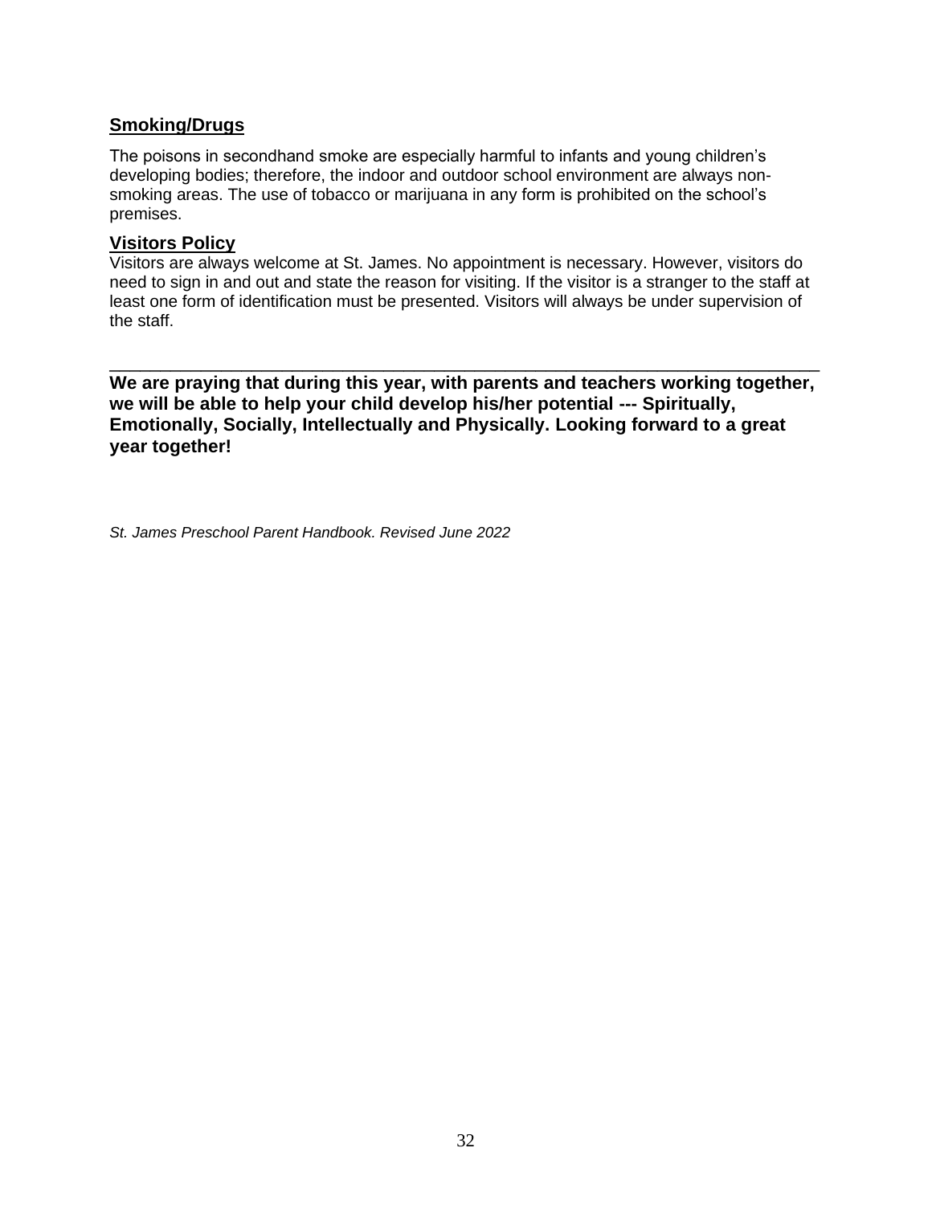## Smoking/Drugs

The poisons in secondhand smoke are especially harmful to infants and young children's developing bodies; therefore, the indoor and outdoor school environment are always non-smoking areas. The use of tobacco or marijuana in any form is prohibited on the school's premises.

## Visitors Policy

Visitors are always welcome at St. James. No appointment is necessary. However, visitors do need to sign in and out and state the reason for visiting. If the visitor is a stranger to the staff at least one form of identification must be presented. Visitors will always be under supervision of the staff.

---

**We are praying that during this year, with parents and teachers working together, we will be able to help your child develop his/her potential --- Spiritually, Emotionally, Socially, Intellectually and Physically. Looking forward to a great year together!**

*St. James Preschool Parent Handbook. Revised June 2022*